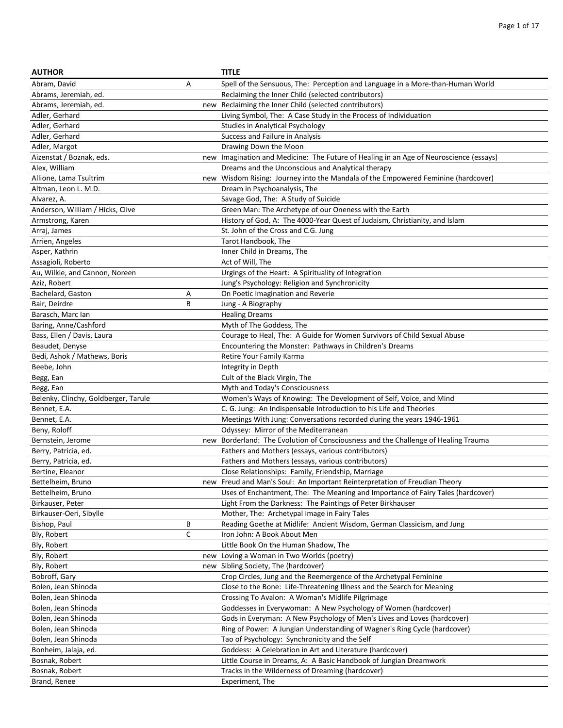| AUTHOR | | TITLE |
|---|---|---|
| Abram, David | A | Spell of the Sensuous, The:  Perception and Language in a More-than-Human World |
| Abrams, Jeremiah, ed. | | Reclaiming the Inner Child (selected contributors) |
| Abrams, Jeremiah, ed. | new | Reclaiming the Inner Child (selected contributors) |
| Adler, Gerhard | | Living Symbol, The:  A Case Study in the Process of Individuation |
| Adler, Gerhard | | Studies in Analytical Psychology |
| Adler, Gerhard | | Success and Failure in Analysis |
| Adler, Margot | | Drawing Down the Moon |
| Aizenstat / Boznak, eds. | new | Imagination and Medicine:  The Future of Healing in an Age of Neuroscience (essays) |
| Alex, William | | Dreams and the Unconscious and Analytical therapy |
| Allione, Lama Tsultrim | new | Wisdom Rising:  Journey into the Mandala of the Empowered Feminine (hardcover) |
| Altman, Leon L. M.D. | | Dream in Psychoanalysis, The |
| Alvarez, A. | | Savage God, The:  A Study of Suicide |
| Anderson, William / Hicks, Clive | | Green Man: The Archetype of our Oneness with the Earth |
| Armstrong, Karen | | History of God, A:  The 4000-Year Quest of Judaism, Christianity, and Islam |
| Arraj, James | | St. John of the Cross and C.G. Jung |
| Arrien, Angeles | | Tarot Handbook, The |
| Asper, Kathrin | | Inner Child in Dreams, The |
| Assagioli, Roberto | | Act of Will, The |
| Au, Wilkie, and Cannon, Noreen | | Urgings of the Heart:  A Spirituality of Integration |
| Aziz, Robert | | Jung's Psychology: Religion and Synchronicity |
| Bachelard, Gaston | A | On Poetic Imagination and Reverie |
| Bair, Deirdre | B | Jung - A Biography |
| Barasch, Marc Ian | | Healing Dreams |
| Baring, Anne/Cashford | | Myth of The Goddess, The |
| Bass, Ellen / Davis, Laura | | Courage to Heal, The:  A Guide for Women Survivors of Child Sexual Abuse |
| Beaudet, Denyse | | Encountering the Monster:  Pathways in Children's Dreams |
| Bedi, Ashok / Mathews, Boris | | Retire Your Family Karma |
| Beebe, John | | Integrity in Depth |
| Begg, Ean | | Cult of the Black Virgin, The |
| Begg, Ean | | Myth and Today's Consciousness |
| Belenky, Clinchy, Goldberger, Tarule | | Women's Ways of Knowing:  The Development of Self, Voice, and Mind |
| Bennet, E.A. | | C. G. Jung:  An Indispensable Introduction to his Life and Theories |
| Bennet, E.A. | | Meetings With Jung: Conversations recorded during the years 1946-1961 |
| Beny, Roloff | | Odyssey:  Mirror of the Mediterranean |
| Bernstein, Jerome | new | Borderland:  The Evolution of Consciousness and the Challenge of Healing Trauma |
| Berry, Patricia, ed. | | Fathers and Mothers (essays, various contributors) |
| Berry, Patricia, ed. | | Fathers and Mothers (essays, various contributors) |
| Bertine, Eleanor | | Close Relationships:  Family, Friendship, Marriage |
| Bettelheim, Bruno | new | Freud and Man's Soul:  An Important Reinterpretation of Freudian Theory |
| Bettelheim, Bruno | | Uses of Enchantment, The:  The Meaning and Importance of Fairy Tales (hardcover) |
| Birkauser, Peter | | Light From the Darkness:  The Paintings of Peter Birkhauser |
| Birkauser-Oeri, Sibylle | | Mother, The:  Archetypal Image in Fairy Tales |
| Bishop, Paul | B | Reading Goethe at Midlife:  Ancient Wisdom, German Classicism, and Jung |
| Bly, Robert | C | Iron John: A Book About Men |
| Bly, Robert | | Little Book On the Human Shadow, The |
| Bly, Robert | new | Loving a Woman in Two Worlds (poetry) |
| Bly, Robert | new | Sibling Society, The (hardcover) |
| Bobroff, Gary | | Crop Circles, Jung and the Reemergence of the Archetypal Feminine |
| Bolen, Jean Shinoda | | Close to the Bone:  Life-Threatening Illness and the Search for Meaning |
| Bolen, Jean Shinoda | | Crossing To Avalon:  A Woman's Midlife Pilgrimage |
| Bolen, Jean Shinoda | | Goddesses in Everywoman:  A New Psychology of Women (hardcover) |
| Bolen, Jean Shinoda | | Gods in Everyman:  A New Psychology of Men's Lives and Loves (hardcover) |
| Bolen, Jean Shinoda | | Ring of Power:  A Jungian Understanding of Wagner's Ring Cycle (hardcover) |
| Bolen, Jean Shinoda | | Tao of Psychology:  Synchronicity and the Self |
| Bonheim, Jalaja, ed. | | Goddess:  A Celebration in Art and Literature (hardcover) |
| Bosnak, Robert | | Little Course in Dreams, A:  A Basic Handbook of Jungian Dreamwork |
| Bosnak, Robert | | Tracks in the Wilderness of Dreaming (hardcover) |
| Brand, Renee | | Experiment, The |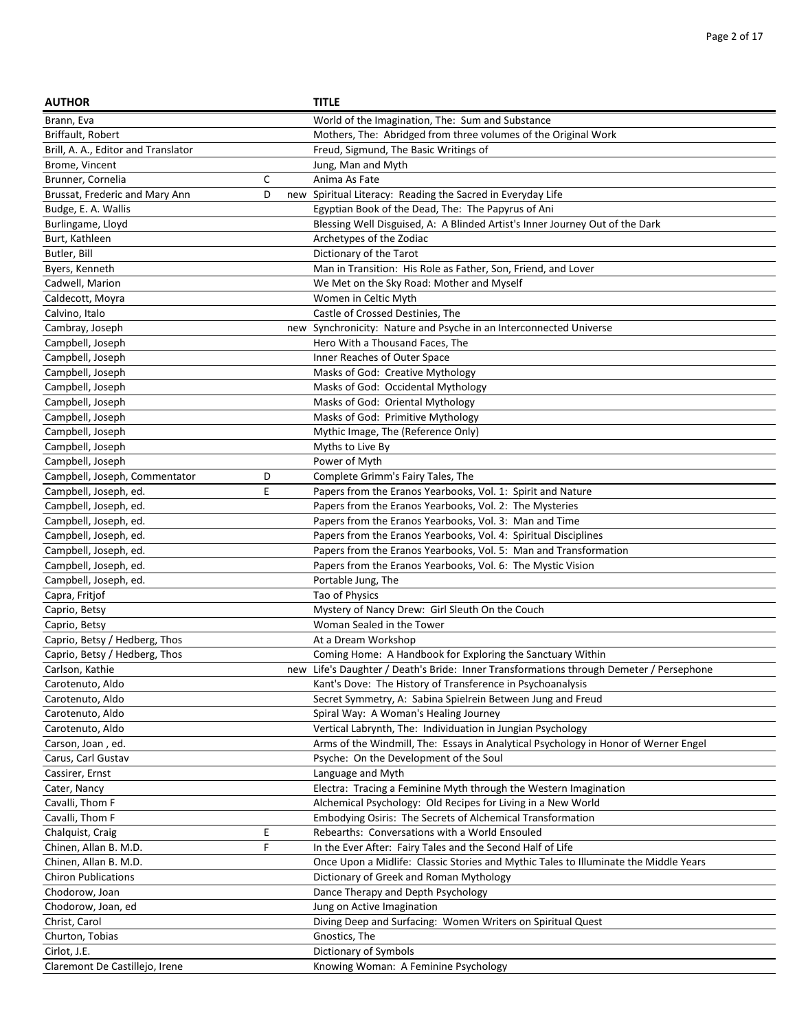| AUTHOR | | | TITLE |
|---|---|---|---|
| Brann, Eva | | | World of the Imagination, The: Sum and Substance |
| Briffault, Robert | | | Mothers, The: Abridged from three volumes of the Original Work |
| Brill, A. A., Editor and Translator | | | Freud, Sigmund, The Basic Writings of |
| Brome, Vincent | | | Jung, Man and Myth |
| Brunner, Cornelia | C | | Anima As Fate |
| Brussat, Frederic and Mary Ann | D | new | Spiritual Literacy: Reading the Sacred in Everyday Life |
| Budge, E. A. Wallis | | | Egyptian Book of the Dead, The: The Papyrus of Ani |
| Burlingame, Lloyd | | | Blessing Well Disguised, A: A Blinded Artist's Inner Journey Out of the Dark |
| Burt, Kathleen | | | Archetypes of the Zodiac |
| Butler, Bill | | | Dictionary of the Tarot |
| Byers, Kenneth | | | Man in Transition: His Role as Father, Son, Friend, and Lover |
| Cadwell, Marion | | | We Met on the Sky Road: Mother and Myself |
| Caldecott, Moyra | | | Women in Celtic Myth |
| Calvino, Italo | | | Castle of Crossed Destinies, The |
| Cambray, Joseph | | new | Synchronicity: Nature and Psyche in an Interconnected Universe |
| Campbell, Joseph | | | Hero With a Thousand Faces, The |
| Campbell, Joseph | | | Inner Reaches of Outer Space |
| Campbell, Joseph | | | Masks of God: Creative Mythology |
| Campbell, Joseph | | | Masks of God: Occidental Mythology |
| Campbell, Joseph | | | Masks of God: Oriental Mythology |
| Campbell, Joseph | | | Masks of God: Primitive Mythology |
| Campbell, Joseph | | | Mythic Image, The (Reference Only) |
| Campbell, Joseph | | | Myths to Live By |
| Campbell, Joseph | | | Power of Myth |
| Campbell, Joseph, Commentator | D | | Complete Grimm's Fairy Tales, The |
| Campbell, Joseph, ed. | E | | Papers from the Eranos Yearbooks, Vol. 1: Spirit and Nature |
| Campbell, Joseph, ed. | | | Papers from the Eranos Yearbooks, Vol. 2: The Mysteries |
| Campbell, Joseph, ed. | | | Papers from the Eranos Yearbooks, Vol. 3: Man and Time |
| Campbell, Joseph, ed. | | | Papers from the Eranos Yearbooks, Vol. 4: Spiritual Disciplines |
| Campbell, Joseph, ed. | | | Papers from the Eranos Yearbooks, Vol. 5: Man and Transformation |
| Campbell, Joseph, ed. | | | Papers from the Eranos Yearbooks, Vol. 6: The Mystic Vision |
| Campbell, Joseph, ed. | | | Portable Jung, The |
| Capra, Fritjof | | | Tao of Physics |
| Caprio, Betsy | | | Mystery of Nancy Drew: Girl Sleuth On the Couch |
| Caprio, Betsy | | | Woman Sealed in the Tower |
| Caprio, Betsy / Hedberg, Thos | | | At a Dream Workshop |
| Caprio, Betsy / Hedberg, Thos | | | Coming Home: A Handbook for Exploring the Sanctuary Within |
| Carlson, Kathie | | new | Life's Daughter / Death's Bride: Inner Transformations through Demeter / Persephone |
| Carotenuto, Aldo | | | Kant's Dove: The History of Transference in Psychoanalysis |
| Carotenuto, Aldo | | | Secret Symmetry, A: Sabina Spielrein Between Jung and Freud |
| Carotenuto, Aldo | | | Spiral Way: A Woman's Healing Journey |
| Carotenuto, Aldo | | | Vertical Labrynth, The: Individuation in Jungian Psychology |
| Carson, Joan , ed. | | | Arms of the Windmill, The: Essays in Analytical Psychology in Honor of Werner Engel |
| Carus, Carl Gustav | | | Psyche: On the Development of the Soul |
| Cassirer, Ernst | | | Language and Myth |
| Cater, Nancy | | | Electra: Tracing a Feminine Myth through the Western Imagination |
| Cavalli, Thom F | | | Alchemical Psychology: Old Recipes for Living in a New World |
| Cavalli, Thom F | | | Embodying Osiris: The Secrets of Alchemical Transformation |
| Chalquist, Craig | E | | Rebearths: Conversations with a World Ensouled |
| Chinen, Allan B. M.D. | F | | In the Ever After: Fairy Tales and the Second Half of Life |
| Chinen, Allan B. M.D. | | | Once Upon a Midlife: Classic Stories and Mythic Tales to Illuminate the Middle Years |
| Chiron Publications | | | Dictionary of Greek and Roman Mythology |
| Chodorow, Joan | | | Dance Therapy and Depth Psychology |
| Chodorow, Joan, ed | | | Jung on Active Imagination |
| Christ, Carol | | | Diving Deep and Surfacing: Women Writers on Spiritual Quest |
| Churton, Tobias | | | Gnostics, The |
| Cirlot, J.E. | | | Dictionary of Symbols |
| Claremont De Castillejo, Irene | | | Knowing Woman: A Feminine Psychology |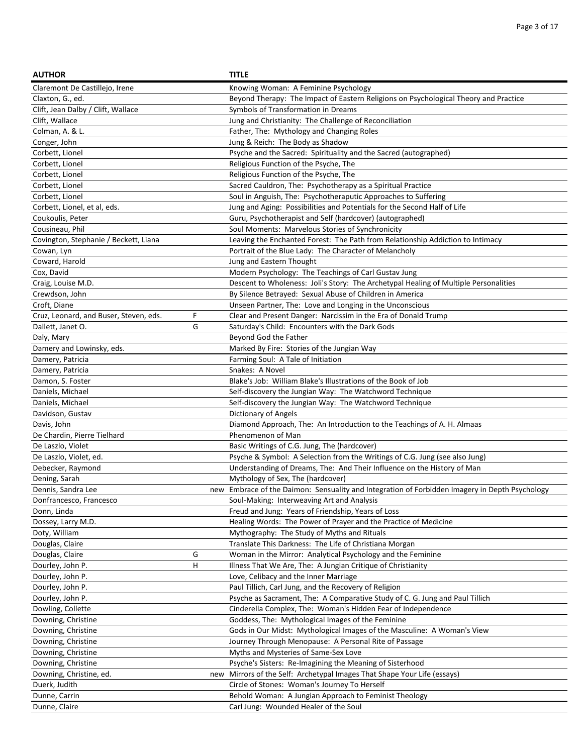| AUTHOR | | TITLE |
| --- | --- | --- |
| Claremont De Castillejo, Irene | | Knowing Woman: A Feminine Psychology |
| Claxton, G., ed. | | Beyond Therapy: The Impact of Eastern Religions on Psychological Theory and Practice |
| Clift, Jean Dalby / Clift, Wallace | | Symbols of Transformation in Dreams |
| Clift, Wallace | | Jung and Christianity: The Challenge of Reconciliation |
| Colman, A. & L. | | Father, The: Mythology and Changing Roles |
| Conger, John | | Jung & Reich: The Body as Shadow |
| Corbett, Lionel | | Psyche and the Sacred: Spirituality and the Sacred (autographed) |
| Corbett, Lionel | | Religious Function of the Psyche, The |
| Corbett, Lionel | | Religious Function of the Psyche, The |
| Corbett, Lionel | | Sacred Cauldron, The: Psychotherapy as a Spiritual Practice |
| Corbett, Lionel | | Soul in Anguish, The: Psychotheraputic Approaches to Suffering |
| Corbett, Lionel, et al, eds. | | Jung and Aging: Possibilities and Potentials for the Second Half of Life |
| Coukoulis, Peter | | Guru, Psychotherapist and Self (hardcover) (autographed) |
| Cousineau, Phil | | Soul Moments: Marvelous Stories of Synchronicity |
| Covington, Stephanie / Beckett, Liana | | Leaving the Enchanted Forest: The Path from Relationship Addiction to Intimacy |
| Cowan, Lyn | | Portrait of the Blue Lady: The Character of Melancholy |
| Coward, Harold | | Jung and Eastern Thought |
| Cox, David | | Modern Psychology: The Teachings of Carl Gustav Jung |
| Craig, Louise M.D. | | Descent to Wholeness: Joli's Story: The Archetypal Healing of Multiple Personalities |
| Crewdson, John | | By Silence Betrayed: Sexual Abuse of Children in America |
| Croft, Diane | | Unseen Partner, The: Love and Longing in the Unconscious |
| Cruz, Leonard, and Buser, Steven, eds. | F | Clear and Present Danger: Narcissim in the Era of Donald Trump |
| Dallett, Janet O. | G | Saturday's Child: Encounters with the Dark Gods |
| Daly, Mary | | Beyond God the Father |
| Damery and Lowinsky, eds. | | Marked By Fire: Stories of the Jungian Way |
| Damery, Patricia | | Farming Soul: A Tale of Initiation |
| Damery, Patricia | | Snakes: A Novel |
| Damon, S. Foster | | Blake's Job: William Blake's Illustrations of the Book of Job |
| Daniels, Michael | | Self-discovery the Jungian Way: The Watchword Technique |
| Daniels, Michael | | Self-discovery the Jungian Way: The Watchword Technique |
| Davidson, Gustav | | Dictionary of Angels |
| Davis, John | | Diamond Approach, The: An Introduction to the Teachings of A. H. Almaas |
| De Chardin, Pierre Tielhard | | Phenomenon of Man |
| De Laszlo, Violet | | Basic Writings of C.G. Jung, The (hardcover) |
| De Laszlo, Violet, ed. | | Psyche & Symbol: A Selection from the Writings of C.G. Jung (see also Jung) |
| Debecker, Raymond | | Understanding of Dreams, The: And Their Influence on the History of Man |
| Dening, Sarah | | Mythology of Sex, The (hardcover) |
| Dennis, Sandra Lee | new | Embrace of the Daimon: Sensuality and Integration of Forbidden Imagery in Depth Psychology |
| Donfrancesco, Francesco | | Soul-Making: Interweaving Art and Analysis |
| Donn, Linda | | Freud and Jung: Years of Friendship, Years of Loss |
| Dossey, Larry M.D. | | Healing Words: The Power of Prayer and the Practice of Medicine |
| Doty, William | | Mythography: The Study of Myths and Rituals |
| Douglas, Claire | | Translate This Darkness: The Life of Christiana Morgan |
| Douglas, Claire | G | Woman in the Mirror: Analytical Psychology and the Feminine |
| Dourley, John P. | H | Illness That We Are, The: A Jungian Critique of Christianity |
| Dourley, John P. | | Love, Celibacy and the Inner Marriage |
| Dourley, John P. | | Paul Tillich, Carl Jung, and the Recovery of Religion |
| Dourley, John P. | | Psyche as Sacrament, The: A Comparative Study of C. G. Jung and Paul Tillich |
| Dowling, Collette | | Cinderella Complex, The: Woman's Hidden Fear of Independence |
| Downing, Christine | | Goddess, The: Mythological Images of the Feminine |
| Downing, Christine | | Gods in Our Midst: Mythological Images of the Masculine: A Woman's View |
| Downing, Christine | | Journey Through Menopause: A Personal Rite of Passage |
| Downing, Christine | | Myths and Mysteries of Same-Sex Love |
| Downing, Christine | | Psyche's Sisters: Re-Imagining the Meaning of Sisterhood |
| Downing, Christine, ed. | new | Mirrors of the Self: Archetypal Images That Shape Your Life (essays) |
| Duerk, Judith | | Circle of Stones: Woman's Journey To Herself |
| Dunne, Carrin | | Behold Woman: A Jungian Approach to Feminist Theology |
| Dunne, Claire | | Carl Jung: Wounded Healer of the Soul |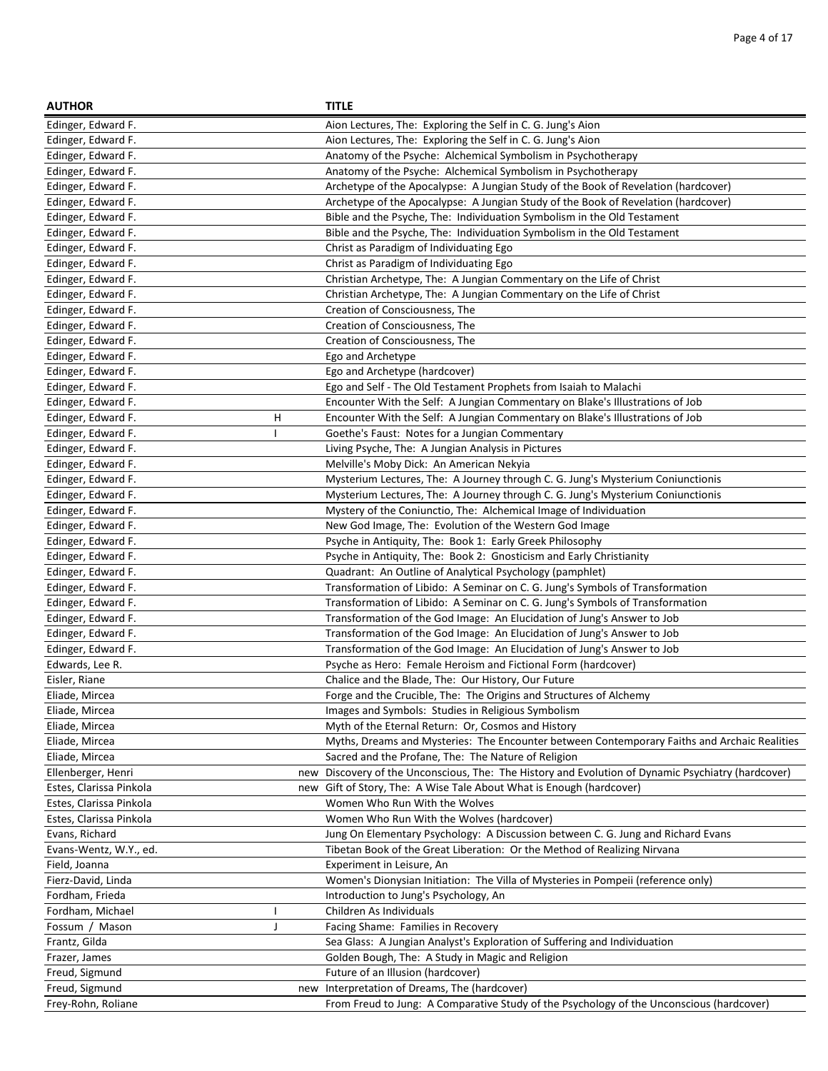| AUTHOR | | TITLE |
|---|---|---|
| Edinger, Edward F. | | Aion Lectures, The: Exploring the Self in C. G. Jung's Aion |
| Edinger, Edward F. | | Aion Lectures, The: Exploring the Self in C. G. Jung's Aion |
| Edinger, Edward F. | | Anatomy of the Psyche: Alchemical Symbolism in Psychotherapy |
| Edinger, Edward F. | | Anatomy of the Psyche: Alchemical Symbolism in Psychotherapy |
| Edinger, Edward F. | | Archetype of the Apocalypse: A Jungian Study of the Book of Revelation (hardcover) |
| Edinger, Edward F. | | Archetype of the Apocalypse: A Jungian Study of the Book of Revelation (hardcover) |
| Edinger, Edward F. | | Bible and the Psyche, The: Individuation Symbolism in the Old Testament |
| Edinger, Edward F. | | Bible and the Psyche, The: Individuation Symbolism in the Old Testament |
| Edinger, Edward F. | | Christ as Paradigm of Individuating Ego |
| Edinger, Edward F. | | Christ as Paradigm of Individuating Ego |
| Edinger, Edward F. | | Christian Archetype, The: A Jungian Commentary on the Life of Christ |
| Edinger, Edward F. | | Christian Archetype, The: A Jungian Commentary on the Life of Christ |
| Edinger, Edward F. | | Creation of Consciousness, The |
| Edinger, Edward F. | | Creation of Consciousness, The |
| Edinger, Edward F. | | Creation of Consciousness, The |
| Edinger, Edward F. | | Ego and Archetype |
| Edinger, Edward F. | | Ego and Archetype (hardcover) |
| Edinger, Edward F. | | Ego and Self - The Old Testament Prophets from Isaiah to Malachi |
| Edinger, Edward F. | | Encounter With the Self: A Jungian Commentary on Blake's Illustrations of Job |
| Edinger, Edward F. | H | Encounter With the Self: A Jungian Commentary on Blake's Illustrations of Job |
| Edinger, Edward F. | I | Goethe's Faust: Notes for a Jungian Commentary |
| Edinger, Edward F. | | Living Psyche, The: A Jungian Analysis in Pictures |
| Edinger, Edward F. | | Melville's Moby Dick: An American Nekyia |
| Edinger, Edward F. | | Mysterium Lectures, The: A Journey through C. G. Jung's Mysterium Coniunctionis |
| Edinger, Edward F. | | Mysterium Lectures, The: A Journey through C. G. Jung's Mysterium Coniunctionis |
| Edinger, Edward F. | | Mystery of the Coniunctio, The: Alchemical Image of Individuation |
| Edinger, Edward F. | | New God Image, The: Evolution of the Western God Image |
| Edinger, Edward F. | | Psyche in Antiquity, The: Book 1: Early Greek Philosophy |
| Edinger, Edward F. | | Psyche in Antiquity, The: Book 2: Gnosticism and Early Christianity |
| Edinger, Edward F. | | Quadrant: An Outline of Analytical Psychology (pamphlet) |
| Edinger, Edward F. | | Transformation of Libido: A Seminar on C. G. Jung's Symbols of Transformation |
| Edinger, Edward F. | | Transformation of Libido: A Seminar on C. G. Jung's Symbols of Transformation |
| Edinger, Edward F. | | Transformation of the God Image: An Elucidation of Jung's Answer to Job |
| Edinger, Edward F. | | Transformation of the God Image: An Elucidation of Jung's Answer to Job |
| Edinger, Edward F. | | Transformation of the God Image: An Elucidation of Jung's Answer to Job |
| Edwards, Lee R. | | Psyche as Hero: Female Heroism and Fictional Form (hardcover) |
| Eisler, Riane | | Chalice and the Blade, The: Our History, Our Future |
| Eliade, Mircea | | Forge and the Crucible, The: The Origins and Structures of Alchemy |
| Eliade, Mircea | | Images and Symbols: Studies in Religious Symbolism |
| Eliade, Mircea | | Myth of the Eternal Return: Or, Cosmos and History |
| Eliade, Mircea | | Myths, Dreams and Mysteries: The Encounter between Contemporary Faiths and Archaic Realities |
| Eliade, Mircea | | Sacred and the Profane, The: The Nature of Religion |
| Ellenberger, Henri | new | Discovery of the Unconscious, The: The History and Evolution of Dynamic Psychiatry (hardcover) |
| Estes, Clarissa Pinkola | new | Gift of Story, The: A Wise Tale About What is Enough (hardcover) |
| Estes, Clarissa Pinkola | | Women Who Run With the Wolves |
| Estes, Clarissa Pinkola | | Women Who Run With the Wolves (hardcover) |
| Evans, Richard | | Jung On Elementary Psychology: A Discussion between C. G. Jung and Richard Evans |
| Evans-Wentz, W.Y., ed. | | Tibetan Book of the Great Liberation: Or the Method of Realizing Nirvana |
| Field, Joanna | | Experiment in Leisure, An |
| Fierz-David, Linda | | Women's Dionysian Initiation: The Villa of Mysteries in Pompeii (reference only) |
| Fordham, Frieda | | Introduction to Jung's Psychology, An |
| Fordham, Michael | I | Children As Individuals |
| Fossum / Mason | J | Facing Shame: Families in Recovery |
| Frantz, Gilda | | Sea Glass: A Jungian Analyst's Exploration of Suffering and Individuation |
| Frazer, James | | Golden Bough, The: A Study in Magic and Religion |
| Freud, Sigmund | | Future of an Illusion (hardcover) |
| Freud, Sigmund | new | Interpretation of Dreams, The (hardcover) |
| Frey-Rohn, Roliane | | From Freud to Jung: A Comparative Study of the Psychology of the Unconscious (hardcover) |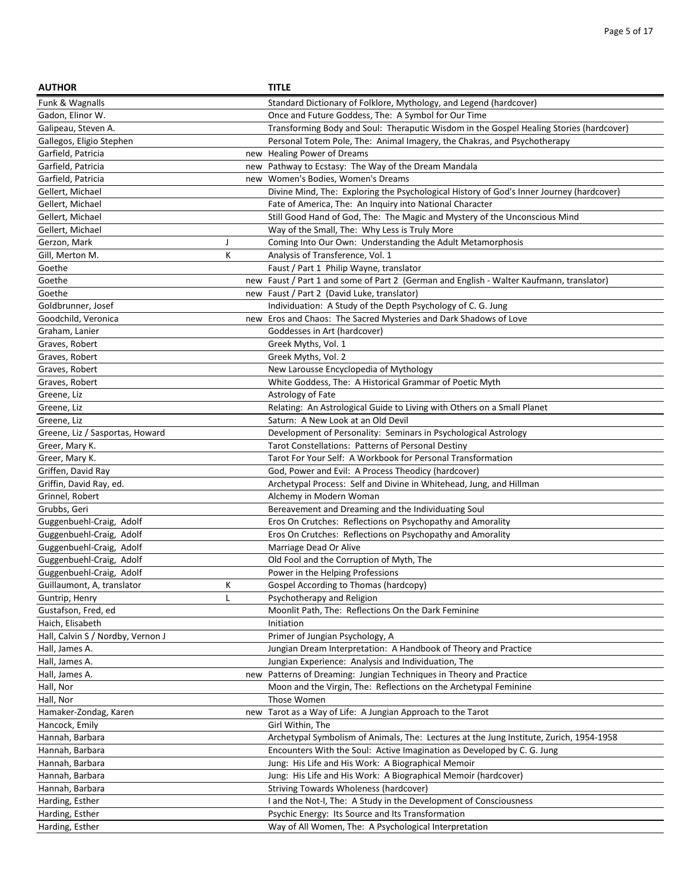| AUTHOR | | TITLE |
|---|---|---|
| Funk & Wagnalls | | Standard Dictionary of Folklore, Mythology, and Legend (hardcover) |
| Gadon, Elinor W. | | Once and Future Goddess, The: A Symbol for Our Time |
| Galipeau, Steven A. | | Transforming Body and Soul: Theraputic Wisdom in the Gospel Healing Stories (hardcover) |
| Gallegos, Eligio Stephen | | Personal Totem Pole, The: Animal Imagery, the Chakras, and Psychotherapy |
| Garfield, Patricia | new | Healing Power of Dreams |
| Garfield, Patricia | new | Pathway to Ecstasy: The Way of the Dream Mandala |
| Garfield, Patricia | new | Women's Bodies, Women's Dreams |
| Gellert, Michael | | Divine Mind, The: Exploring the Psychological History of God's Inner Journey (hardcover) |
| Gellert, Michael | | Fate of America, The: An Inquiry into National Character |
| Gellert, Michael | | Still Good Hand of God, The: The Magic and Mystery of the Unconscious Mind |
| Gellert, Michael | | Way of the Small, The: Why Less is Truly More |
| Gerzon, Mark | J | Coming Into Our Own: Understanding the Adult Metamorphosis |
| Gill, Merton M. | K | Analysis of Transference, Vol. 1 |
| Goethe | | Faust / Part 1 Philip Wayne, translator |
| Goethe | new | Faust / Part 1 and some of Part 2 (German and English - Walter Kaufmann, translator) |
| Goethe | new | Faust / Part 2 (David Luke, translator) |
| Goldbrunner, Josef | | Individuation: A Study of the Depth Psychology of C. G. Jung |
| Goodchild, Veronica | new | Eros and Chaos: The Sacred Mysteries and Dark Shadows of Love |
| Graham, Lanier | | Goddesses in Art (hardcover) |
| Graves, Robert | | Greek Myths, Vol. 1 |
| Graves, Robert | | Greek Myths, Vol. 2 |
| Graves, Robert | | New Larousse Encyclopedia of Mythology |
| Graves, Robert | | White Goddess, The: A Historical Grammar of Poetic Myth |
| Greene, Liz | | Astrology of Fate |
| Greene, Liz | | Relating: An Astrological Guide to Living with Others on a Small Planet |
| Greene, Liz | | Saturn: A New Look at an Old Devil |
| Greene, Liz / Sasportas, Howard | | Development of Personality: Seminars in Psychological Astrology |
| Greer, Mary K. | | Tarot Constellations: Patterns of Personal Destiny |
| Greer, Mary K. | | Tarot For Your Self: A Workbook for Personal Transformation |
| Griffen, David Ray | | God, Power and Evil: A Process Theodicy (hardcover) |
| Griffin, David Ray, ed. | | Archetypal Process: Self and Divine in Whitehead, Jung, and Hillman |
| Grinnel, Robert | | Alchemy in Modern Woman |
| Grubbs, Geri | | Bereavement and Dreaming and the Individuating Soul |
| Guggenbuehl-Craig, Adolf | | Eros On Crutches: Reflections on Psychopathy and Amorality |
| Guggenbuehl-Craig, Adolf | | Eros On Crutches: Reflections on Psychopathy and Amorality |
| Guggenbuehl-Craig, Adolf | | Marriage Dead Or Alive |
| Guggenbuehl-Craig, Adolf | | Old Fool and the Corruption of Myth, The |
| Guggenbuehl-Craig, Adolf | | Power in the Helping Professions |
| Guillaumont, A, translator | K | Gospel According to Thomas (hardcopy) |
| Guntrip, Henry | L | Psychotherapy and Religion |
| Gustafson, Fred, ed | | Moonlit Path, The: Reflections On the Dark Feminine |
| Haich, Elisabeth | | Initiation |
| Hall, Calvin S / Nordby, Vernon J | | Primer of Jungian Psychology, A |
| Hall, James A. | | Jungian Dream Interpretation: A Handbook of Theory and Practice |
| Hall, James A. | | Jungian Experience: Analysis and Individuation, The |
| Hall, James A. | new | Patterns of Dreaming: Jungian Techniques in Theory and Practice |
| Hall, Nor | | Moon and the Virgin, The: Reflections on the Archetypal Feminine |
| Hall, Nor | | Those Women |
| Hamaker-Zondag, Karen | new | Tarot as a Way of Life: A Jungian Approach to the Tarot |
| Hancock, Emily | | Girl Within, The |
| Hannah, Barbara | | Archetypal Symbolism of Animals, The: Lectures at the Jung Institute, Zurich, 1954-1958 |
| Hannah, Barbara | | Encounters With the Soul: Active Imagination as Developed by C. G. Jung |
| Hannah, Barbara | | Jung: His Life and His Work: A Biographical Memoir |
| Hannah, Barbara | | Jung: His Life and His Work: A Biographical Memoir (hardcover) |
| Hannah, Barbara | | Striving Towards Wholeness (hardcover) |
| Harding, Esther | | I and the Not-I, The: A Study in the Development of Consciousness |
| Harding, Esther | | Psychic Energy: Its Source and Its Transformation |
| Harding, Esther | | Way of All Women, The: A Psychological Interpretation |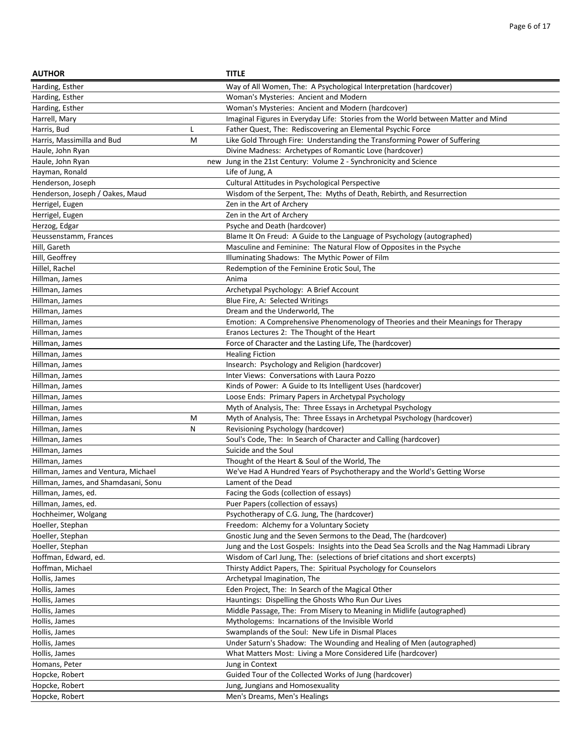| AUTHOR | | TITLE |
|---|---|---|
| Harding, Esther | | Way of All Women, The: A Psychological Interpretation (hardcover) |
| Harding, Esther | | Woman's Mysteries: Ancient and Modern |
| Harding, Esther | | Woman's Mysteries: Ancient and Modern (hardcover) |
| Harrell, Mary | | Imaginal Figures in Everyday Life: Stories from the World between Matter and Mind |
| Harris, Bud | L | Father Quest, The: Rediscovering an Elemental Psychic Force |
| Harris, Massimilla and Bud | M | Like Gold Through Fire: Understanding the Transforming Power of Suffering |
| Haule, John Ryan | | Divine Madness: Archetypes of Romantic Love (hardcover) |
| Haule, John Ryan | new | Jung in the 21st Century: Volume 2 - Synchronicity and Science |
| Hayman, Ronald | | Life of Jung, A |
| Henderson, Joseph | | Cultural Attitudes in Psychological Perspective |
| Henderson, Joseph / Oakes, Maud | | Wisdom of the Serpent, The: Myths of Death, Rebirth, and Resurrection |
| Herrigel, Eugen | | Zen in the Art of Archery |
| Herrigel, Eugen | | Zen in the Art of Archery |
| Herzog, Edgar | | Psyche and Death (hardcover) |
| Heussenstamm, Frances | | Blame It On Freud: A Guide to the Language of Psychology (autographed) |
| Hill, Gareth | | Masculine and Feminine: The Natural Flow of Opposites in the Psyche |
| Hill, Geoffrey | | Illuminating Shadows: The Mythic Power of Film |
| Hillel, Rachel | | Redemption of the Feminine Erotic Soul, The |
| Hillman, James | | Anima |
| Hillman, James | | Archetypal Psychology: A Brief Account |
| Hillman, James | | Blue Fire, A: Selected Writings |
| Hillman, James | | Dream and the Underworld, The |
| Hillman, James | | Emotion: A Comprehensive Phenomenology of Theories and their Meanings for Therapy |
| Hillman, James | | Eranos Lectures 2: The Thought of the Heart |
| Hillman, James | | Force of Character and the Lasting Life, The (hardcover) |
| Hillman, James | | Healing Fiction |
| Hillman, James | | Insearch: Psychology and Religion (hardcover) |
| Hillman, James | | Inter Views: Conversations with Laura Pozzo |
| Hillman, James | | Kinds of Power: A Guide to Its Intelligent Uses (hardcover) |
| Hillman, James | | Loose Ends: Primary Papers in Archetypal Psychology |
| Hillman, James | | Myth of Analysis, The: Three Essays in Archetypal Psychology |
| Hillman, James | M | Myth of Analysis, The: Three Essays in Archetypal Psychology (hardcover) |
| Hillman, James | N | Revisioning Psychology (hardcover) |
| Hillman, James | | Soul's Code, The: In Search of Character and Calling (hardcover) |
| Hillman, James | | Suicide and the Soul |
| Hillman, James | | Thought of the Heart & Soul of the World, The |
| Hillman, James and Ventura, Michael | | We've Had A Hundred Years of Psychotherapy and the World's Getting Worse |
| Hillman, James, and Shamdasani, Sonu | | Lament of the Dead |
| Hillman, James, ed. | | Facing the Gods (collection of essays) |
| Hillman, James, ed. | | Puer Papers (collection of essays) |
| Hochheimer, Wolgang | | Psychotherapy of C.G. Jung, The (hardcover) |
| Hoeller, Stephan | | Freedom: Alchemy for a Voluntary Society |
| Hoeller, Stephan | | Gnostic Jung and the Seven Sermons to the Dead, The (hardcover) |
| Hoeller, Stephan | | Jung and the Lost Gospels: Insights into the Dead Sea Scrolls and the Nag Hammadi Library |
| Hoffman, Edward, ed. | | Wisdom of Carl Jung, The: (selections of brief citations and short excerpts) |
| Hoffman, Michael | | Thirsty Addict Papers, The: Spiritual Psychology for Counselors |
| Hollis, James | | Archetypal Imagination, The |
| Hollis, James | | Eden Project, The: In Search of the Magical Other |
| Hollis, James | | Hauntings: Dispelling the Ghosts Who Run Our Lives |
| Hollis, James | | Middle Passage, The: From Misery to Meaning in Midlife (autographed) |
| Hollis, James | | Mythologems: Incarnations of the Invisible World |
| Hollis, James | | Swamplands of the Soul: New Life in Dismal Places |
| Hollis, James | | Under Saturn's Shadow: The Wounding and Healing of Men (autographed) |
| Hollis, James | | What Matters Most: Living a More Considered Life (hardcover) |
| Homans, Peter | | Jung in Context |
| Hopcke, Robert | | Guided Tour of the Collected Works of Jung (hardcover) |
| Hopcke, Robert | | Jung, Jungians and Homosexuality |
| Hopcke, Robert | | Men's Dreams, Men's Healings |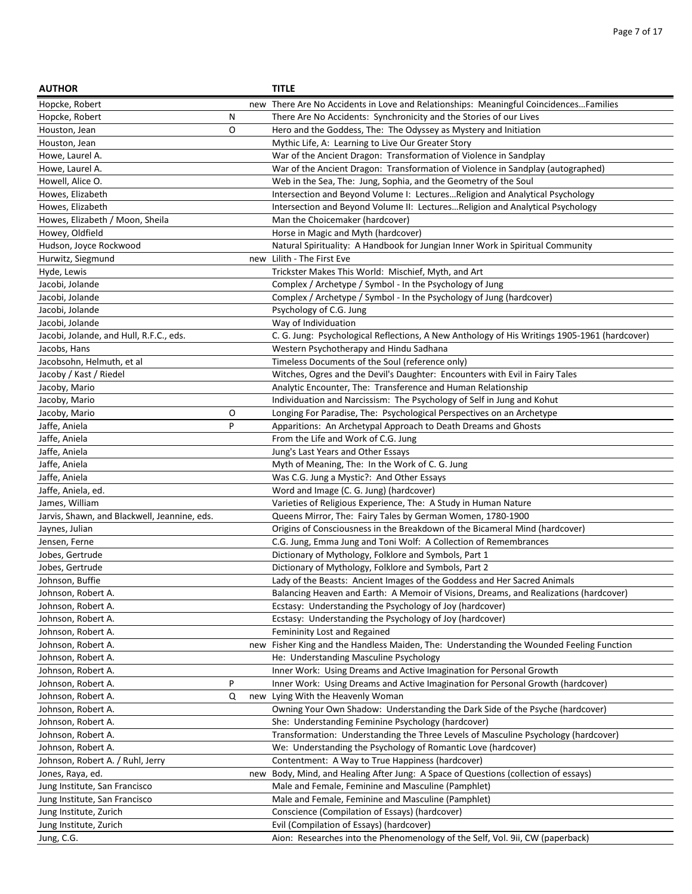| AUTHOR | | | TITLE |
|---|---|---|---|
| Hopcke, Robert | | new | There Are No Accidents in Love and Relationships: Meaningful Coincidences…Families |
| Hopcke, Robert | N | | There Are No Accidents: Synchronicity and the Stories of our Lives |
| Houston, Jean | O | | Hero and the Goddess, The: The Odyssey as Mystery and Initiation |
| Houston, Jean | | | Mythic Life, A: Learning to Live Our Greater Story |
| Howe, Laurel A. | | | War of the Ancient Dragon: Transformation of Violence in Sandplay |
| Howe, Laurel A. | | | War of the Ancient Dragon: Transformation of Violence in Sandplay (autographed) |
| Howell, Alice O. | | | Web in the Sea, The: Jung, Sophia, and the Geometry of the Soul |
| Howes, Elizabeth | | | Intersection and Beyond Volume I: Lectures…Religion and Analytical Psychology |
| Howes, Elizabeth | | | Intersection and Beyond Volume II: Lectures…Religion and Analytical Psychology |
| Howes, Elizabeth / Moon, Sheila | | | Man the Choicemaker (hardcover) |
| Howey, Oldfield | | | Horse in Magic and Myth (hardcover) |
| Hudson, Joyce Rockwood | | | Natural Spirituality: A Handbook for Jungian Inner Work in Spiritual Community |
| Hurwitz, Siegmund | | new | Lilith - The First Eve |
| Hyde, Lewis | | | Trickster Makes This World: Mischief, Myth, and Art |
| Jacobi, Jolande | | | Complex / Archetype / Symbol - In the Psychology of Jung |
| Jacobi, Jolande | | | Complex / Archetype / Symbol - In the Psychology of Jung (hardcover) |
| Jacobi, Jolande | | | Psychology of C.G. Jung |
| Jacobi, Jolande | | | Way of Individuation |
| Jacobi, Jolande, and Hull, R.F.C., eds. | | | C. G. Jung: Psychological Reflections, A New Anthology of His Writings 1905-1961 (hardcover) |
| Jacobs, Hans | | | Western Psychotherapy and Hindu Sadhana |
| Jacobsohn, Helmuth, et al | | | Timeless Documents of the Soul (reference only) |
| Jacoby / Kast / Riedel | | | Witches, Ogres and the Devil's Daughter: Encounters with Evil in Fairy Tales |
| Jacoby, Mario | | | Analytic Encounter, The: Transference and Human Relationship |
| Jacoby, Mario | | | Individuation and Narcissism: The Psychology of Self in Jung and Kohut |
| Jacoby, Mario | O | | Longing For Paradise, The: Psychological Perspectives on an Archetype |
| Jaffe, Aniela | P | | Apparitions: An Archetypal Approach to Death Dreams and Ghosts |
| Jaffe, Aniela | | | From the Life and Work of C.G. Jung |
| Jaffe, Aniela | | | Jung's Last Years and Other Essays |
| Jaffe, Aniela | | | Myth of Meaning, The: In the Work of C. G. Jung |
| Jaffe, Aniela | | | Was C.G. Jung a Mystic?: And Other Essays |
| Jaffe, Aniela, ed. | | | Word and Image (C. G. Jung) (hardcover) |
| James, William | | | Varieties of Religious Experience, The: A Study in Human Nature |
| Jarvis, Shawn, and Blackwell, Jeannine, eds. | | | Queens Mirror, The: Fairy Tales by German Women, 1780-1900 |
| Jaynes, Julian | | | Origins of Consciousness in the Breakdown of the Bicameral Mind (hardcover) |
| Jensen, Ferne | | | C.G. Jung, Emma Jung and Toni Wolf: A Collection of Remembrances |
| Jobes, Gertrude | | | Dictionary of Mythology, Folklore and Symbols, Part 1 |
| Jobes, Gertrude | | | Dictionary of Mythology, Folklore and Symbols, Part 2 |
| Johnson, Buffie | | | Lady of the Beasts: Ancient Images of the Goddess and Her Sacred Animals |
| Johnson, Robert A. | | | Balancing Heaven and Earth: A Memoir of Visions, Dreams, and Realizations (hardcover) |
| Johnson, Robert A. | | | Ecstasy: Understanding the Psychology of Joy (hardcover) |
| Johnson, Robert A. | | | Ecstasy: Understanding the Psychology of Joy (hardcover) |
| Johnson, Robert A. | | | Femininity Lost and Regained |
| Johnson, Robert A. | | new | Fisher King and the Handless Maiden, The: Understanding the Wounded Feeling Function |
| Johnson, Robert A. | | | He: Understanding Masculine Psychology |
| Johnson, Robert A. | | | Inner Work: Using Dreams and Active Imagination for Personal Growth |
| Johnson, Robert A. | P | | Inner Work: Using Dreams and Active Imagination for Personal Growth (hardcover) |
| Johnson, Robert A. | Q | new | Lying With the Heavenly Woman |
| Johnson, Robert A. | | | Owning Your Own Shadow: Understanding the Dark Side of the Psyche (hardcover) |
| Johnson, Robert A. | | | She: Understanding Feminine Psychology (hardcover) |
| Johnson, Robert A. | | | Transformation: Understanding the Three Levels of Masculine Psychology (hardcover) |
| Johnson, Robert A. | | | We: Understanding the Psychology of Romantic Love (hardcover) |
| Johnson, Robert A. / Ruhl, Jerry | | | Contentment: A Way to True Happiness (hardcover) |
| Jones, Raya, ed. | | new | Body, Mind, and Healing After Jung: A Space of Questions (collection of essays) |
| Jung Institute, San Francisco | | | Male and Female, Feminine and Masculine (Pamphlet) |
| Jung Institute, San Francisco | | | Male and Female, Feminine and Masculine (Pamphlet) |
| Jung Institute, Zurich | | | Conscience (Compilation of Essays) (hardcover) |
| Jung Institute, Zurich | | | Evil (Compilation of Essays) (hardcover) |
| Jung, C.G. | | | Aion: Researches into the Phenomenology of the Self, Vol. 9ii, CW (paperback) |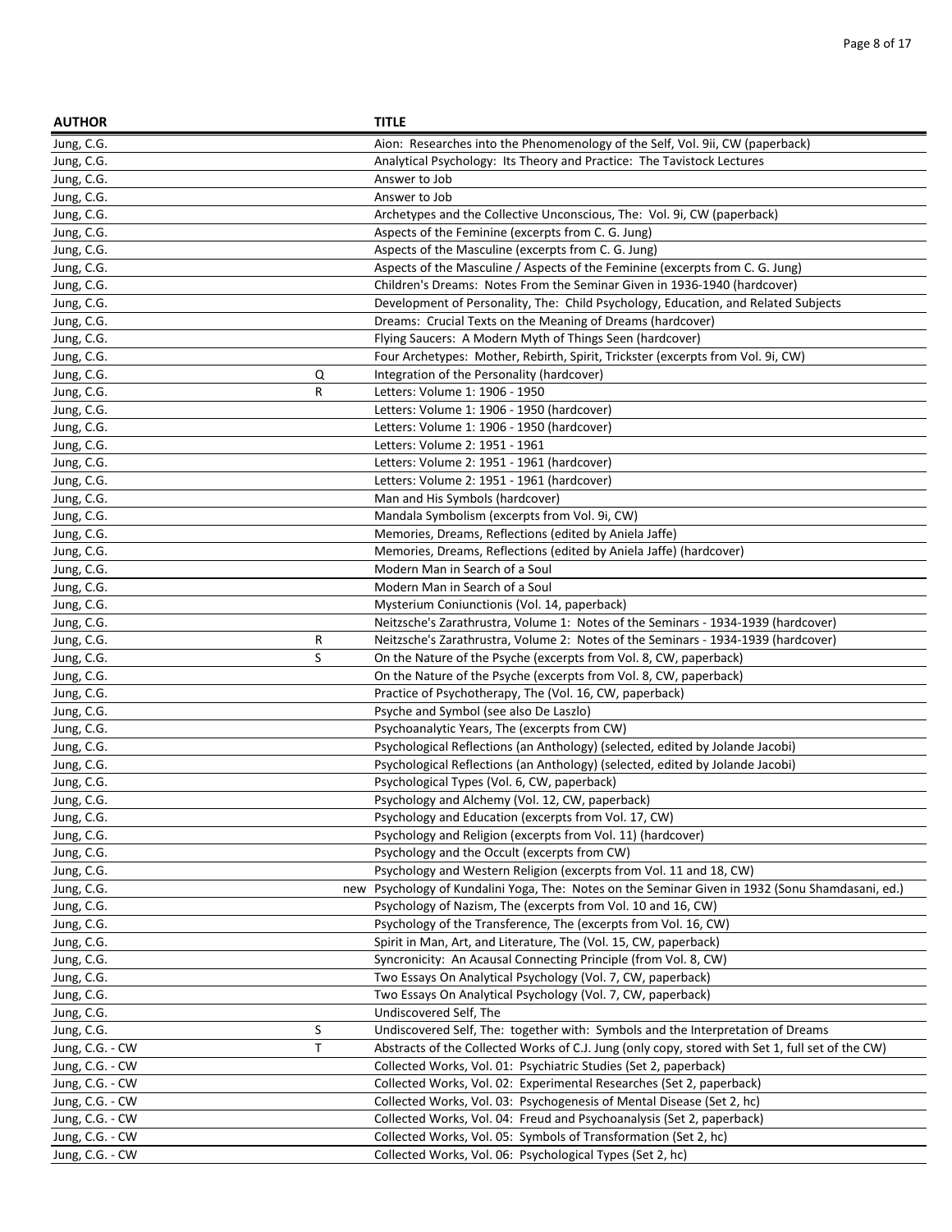| AUTHOR | | TITLE |
|---|---|---|
| Jung, C.G. | | Aion: Researches into the Phenomenology of the Self, Vol. 9ii, CW (paperback) |
| Jung, C.G. | | Analytical Psychology: Its Theory and Practice: The Tavistock Lectures |
| Jung, C.G. | | Answer to Job |
| Jung, C.G. | | Answer to Job |
| Jung, C.G. | | Archetypes and the Collective Unconscious, The: Vol. 9i, CW (paperback) |
| Jung, C.G. | | Aspects of the Feminine (excerpts from C. G. Jung) |
| Jung, C.G. | | Aspects of the Masculine (excerpts from C. G. Jung) |
| Jung, C.G. | | Aspects of the Masculine / Aspects of the Feminine (excerpts from C. G. Jung) |
| Jung, C.G. | | Children's Dreams: Notes From the Seminar Given in 1936-1940 (hardcover) |
| Jung, C.G. | | Development of Personality, The: Child Psychology, Education, and Related Subjects |
| Jung, C.G. | | Dreams: Crucial Texts on the Meaning of Dreams (hardcover) |
| Jung, C.G. | | Flying Saucers: A Modern Myth of Things Seen (hardcover) |
| Jung, C.G. | | Four Archetypes: Mother, Rebirth, Spirit, Trickster (excerpts from Vol. 9i, CW) |
| Jung, C.G. | Q | Integration of the Personality (hardcover) |
| Jung, C.G. | R | Letters: Volume 1: 1906 - 1950 |
| Jung, C.G. | | Letters: Volume 1: 1906 - 1950 (hardcover) |
| Jung, C.G. | | Letters: Volume 1: 1906 - 1950 (hardcover) |
| Jung, C.G. | | Letters: Volume 2: 1951 - 1961 |
| Jung, C.G. | | Letters: Volume 2: 1951 - 1961 (hardcover) |
| Jung, C.G. | | Letters: Volume 2: 1951 - 1961 (hardcover) |
| Jung, C.G. | | Man and His Symbols (hardcover) |
| Jung, C.G. | | Mandala Symbolism (excerpts from Vol. 9i, CW) |
| Jung, C.G. | | Memories, Dreams, Reflections (edited by Aniela Jaffe) |
| Jung, C.G. | | Memories, Dreams, Reflections (edited by Aniela Jaffe) (hardcover) |
| Jung, C.G. | | Modern Man in Search of a Soul |
| Jung, C.G. | | Modern Man in Search of a Soul |
| Jung, C.G. | | Mysterium Coniunctionis (Vol. 14, paperback) |
| Jung, C.G. | | Neitzsche's Zarathrustra, Volume 1: Notes of the Seminars - 1934-1939 (hardcover) |
| Jung, C.G. | R | Neitzsche's Zarathrustra, Volume 2: Notes of the Seminars - 1934-1939 (hardcover) |
| Jung, C.G. | S | On the Nature of the Psyche (excerpts from Vol. 8, CW, paperback) |
| Jung, C.G. | | On the Nature of the Psyche (excerpts from Vol. 8, CW, paperback) |
| Jung, C.G. | | Practice of Psychotherapy, The (Vol. 16, CW, paperback) |
| Jung, C.G. | | Psyche and Symbol (see also De Laszlo) |
| Jung, C.G. | | Psychoanalytic Years, The (excerpts from CW) |
| Jung, C.G. | | Psychological Reflections (an Anthology) (selected, edited by Jolande Jacobi) |
| Jung, C.G. | | Psychological Reflections (an Anthology) (selected, edited by Jolande Jacobi) |
| Jung, C.G. | | Psychological Types (Vol. 6, CW, paperback) |
| Jung, C.G. | | Psychology and Alchemy (Vol. 12, CW, paperback) |
| Jung, C.G. | | Psychology and Education (excerpts from Vol. 17, CW) |
| Jung, C.G. | | Psychology and Religion (excerpts from Vol. 11) (hardcover) |
| Jung, C.G. | | Psychology and the Occult (excerpts from CW) |
| Jung, C.G. | | Psychology and Western Religion (excerpts from Vol. 11 and 18, CW) |
| Jung, C.G. | new | Psychology of Kundalini Yoga, The: Notes on the Seminar Given in 1932 (Sonu Shamdasani, ed.) |
| Jung, C.G. | | Psychology of Nazism, The (excerpts from Vol. 10 and 16, CW) |
| Jung, C.G. | | Psychology of the Transference, The (excerpts from Vol. 16, CW) |
| Jung, C.G. | | Spirit in Man, Art, and Literature, The (Vol. 15, CW, paperback) |
| Jung, C.G. | | Syncronicity: An Acausal Connecting Principle (from Vol. 8, CW) |
| Jung, C.G. | | Two Essays On Analytical Psychology (Vol. 7, CW, paperback) |
| Jung, C.G. | | Two Essays On Analytical Psychology (Vol. 7, CW, paperback) |
| Jung, C.G. | | Undiscovered Self, The |
| Jung, C.G. | S | Undiscovered Self, The: together with: Symbols and the Interpretation of Dreams |
| Jung, C.G. - CW | T | Abstracts of the Collected Works of C.J. Jung (only copy, stored with Set 1, full set of the CW) |
| Jung, C.G. - CW | | Collected Works, Vol. 01: Psychiatric Studies (Set 2, paperback) |
| Jung, C.G. - CW | | Collected Works, Vol. 02: Experimental Researches (Set 2, paperback) |
| Jung, C.G. - CW | | Collected Works, Vol. 03: Psychogenesis of Mental Disease (Set 2, hc) |
| Jung, C.G. - CW | | Collected Works, Vol. 04: Freud and Psychoanalysis (Set 2, paperback) |
| Jung, C.G. - CW | | Collected Works, Vol. 05: Symbols of Transformation (Set 2, hc) |
| Jung, C.G. - CW | | Collected Works, Vol. 06: Psychological Types (Set 2, hc) |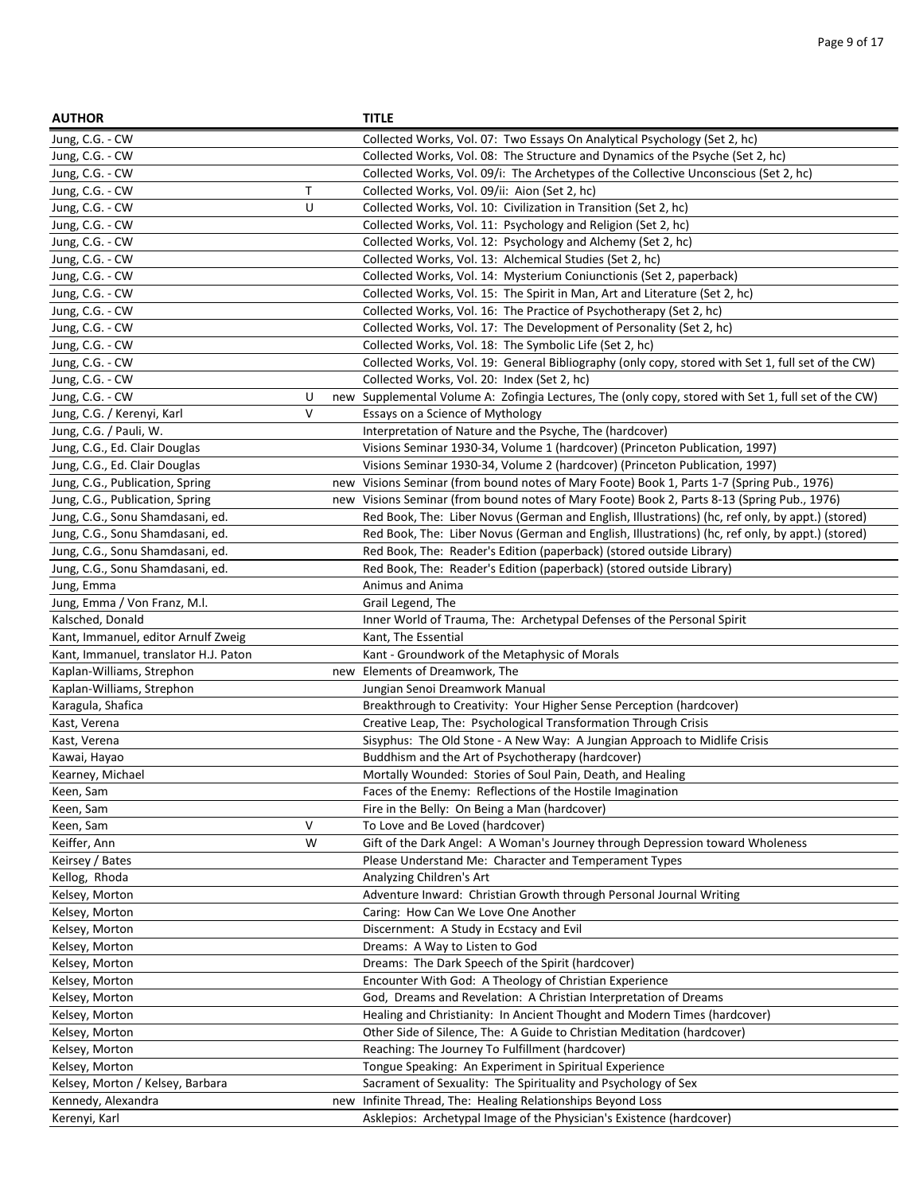| AUTHOR | | | TITLE |
|---|---|---|---|
| Jung, C.G. - CW | | | Collected Works, Vol. 07: Two Essays On Analytical Psychology (Set 2, hc) |
| Jung, C.G. - CW | | | Collected Works, Vol. 08: The Structure and Dynamics of the Psyche (Set 2, hc) |
| Jung, C.G. - CW | | | Collected Works, Vol. 09/i: The Archetypes of the Collective Unconscious (Set 2, hc) |
| Jung, C.G. - CW | T | | Collected Works, Vol. 09/ii: Aion (Set 2, hc) |
| Jung, C.G. - CW | U | | Collected Works, Vol. 10: Civilization in Transition (Set 2, hc) |
| Jung, C.G. - CW | | | Collected Works, Vol. 11: Psychology and Religion (Set 2, hc) |
| Jung, C.G. - CW | | | Collected Works, Vol. 12: Psychology and Alchemy (Set 2, hc) |
| Jung, C.G. - CW | | | Collected Works, Vol. 13: Alchemical Studies (Set 2, hc) |
| Jung, C.G. - CW | | | Collected Works, Vol. 14: Mysterium Coniunctionis (Set 2, paperback) |
| Jung, C.G. - CW | | | Collected Works, Vol. 15: The Spirit in Man, Art and Literature (Set 2, hc) |
| Jung, C.G. - CW | | | Collected Works, Vol. 16: The Practice of Psychotherapy (Set 2, hc) |
| Jung, C.G. - CW | | | Collected Works, Vol. 17: The Development of Personality (Set 2, hc) |
| Jung, C.G. - CW | | | Collected Works, Vol. 18: The Symbolic Life (Set 2, hc) |
| Jung, C.G. - CW | | | Collected Works, Vol. 19: General Bibliography (only copy, stored with Set 1, full set of the CW) |
| Jung, C.G. - CW | | | Collected Works, Vol. 20: Index (Set 2, hc) |
| Jung, C.G. - CW | U | new | Supplemental Volume A: Zofingia Lectures, The (only copy, stored with Set 1, full set of the CW) |
| Jung, C.G. / Kerenyi, Karl | V | | Essays on a Science of Mythology |
| Jung, C.G. / Pauli, W. | | | Interpretation of Nature and the Psyche, The (hardcover) |
| Jung, C.G., Ed. Clair Douglas | | | Visions Seminar 1930-34, Volume 1 (hardcover) (Princeton Publication, 1997) |
| Jung, C.G., Ed. Clair Douglas | | | Visions Seminar 1930-34, Volume 2 (hardcover) (Princeton Publication, 1997) |
| Jung, C.G., Publication, Spring | | new | Visions Seminar (from bound notes of Mary Foote) Book 1, Parts 1-7 (Spring Pub., 1976) |
| Jung, C.G., Publication, Spring | | new | Visions Seminar (from bound notes of Mary Foote) Book 2, Parts 8-13 (Spring Pub., 1976) |
| Jung, C.G., Sonu Shamdasani, ed. | | | Red Book, The: Liber Novus (German and English, Illustrations) (hc, ref only, by appt.) (stored) |
| Jung, C.G., Sonu Shamdasani, ed. | | | Red Book, The: Liber Novus (German and English, Illustrations) (hc, ref only, by appt.) (stored) |
| Jung, C.G., Sonu Shamdasani, ed. | | | Red Book, The: Reader's Edition (paperback) (stored outside Library) |
| Jung, C.G., Sonu Shamdasani, ed. | | | Red Book, The: Reader's Edition (paperback) (stored outside Library) |
| Jung, Emma | | | Animus and Anima |
| Jung, Emma / Von Franz, M.l. | | | Grail Legend, The |
| Kalsched, Donald | | | Inner World of Trauma, The: Archetypal Defenses of the Personal Spirit |
| Kant, Immanuel, editor Arnulf Zweig | | | Kant, The Essential |
| Kant, Immanuel, translator H.J. Paton | | | Kant - Groundwork of the Metaphysic of Morals |
| Kaplan-Williams, Strephon | | new | Elements of Dreamwork, The |
| Kaplan-Williams, Strephon | | | Jungian Senoi Dreamwork Manual |
| Karagula, Shafica | | | Breakthrough to Creativity: Your Higher Sense Perception (hardcover) |
| Kast, Verena | | | Creative Leap, The: Psychological Transformation Through Crisis |
| Kast, Verena | | | Sisyphus: The Old Stone - A New Way: A Jungian Approach to Midlife Crisis |
| Kawai, Hayao | | | Buddhism and the Art of Psychotherapy (hardcover) |
| Kearney, Michael | | | Mortally Wounded: Stories of Soul Pain, Death, and Healing |
| Keen, Sam | | | Faces of the Enemy: Reflections of the Hostile Imagination |
| Keen, Sam | | | Fire in the Belly: On Being a Man (hardcover) |
| Keen, Sam | V | | To Love and Be Loved (hardcover) |
| Keiffer, Ann | W | | Gift of the Dark Angel: A Woman's Journey through Depression toward Wholeness |
| Keirsey / Bates | | | Please Understand Me: Character and Temperament Types |
| Kellog, Rhoda | | | Analyzing Children's Art |
| Kelsey, Morton | | | Adventure Inward: Christian Growth through Personal Journal Writing |
| Kelsey, Morton | | | Caring: How Can We Love One Another |
| Kelsey, Morton | | | Discernment: A Study in Ecstacy and Evil |
| Kelsey, Morton | | | Dreams: A Way to Listen to God |
| Kelsey, Morton | | | Dreams: The Dark Speech of the Spirit (hardcover) |
| Kelsey, Morton | | | Encounter With God: A Theology of Christian Experience |
| Kelsey, Morton | | | God, Dreams and Revelation: A Christian Interpretation of Dreams |
| Kelsey, Morton | | | Healing and Christianity: In Ancient Thought and Modern Times (hardcover) |
| Kelsey, Morton | | | Other Side of Silence, The: A Guide to Christian Meditation (hardcover) |
| Kelsey, Morton | | | Reaching: The Journey To Fulfillment (hardcover) |
| Kelsey, Morton | | | Tongue Speaking: An Experiment in Spiritual Experience |
| Kelsey, Morton / Kelsey, Barbara | | | Sacrament of Sexuality: The Spirituality and Psychology of Sex |
| Kennedy, Alexandra | | new | Infinite Thread, The: Healing Relationships Beyond Loss |
| Kerenyi, Karl | | | Asklepios: Archetypal Image of the Physician's Existence (hardcover) |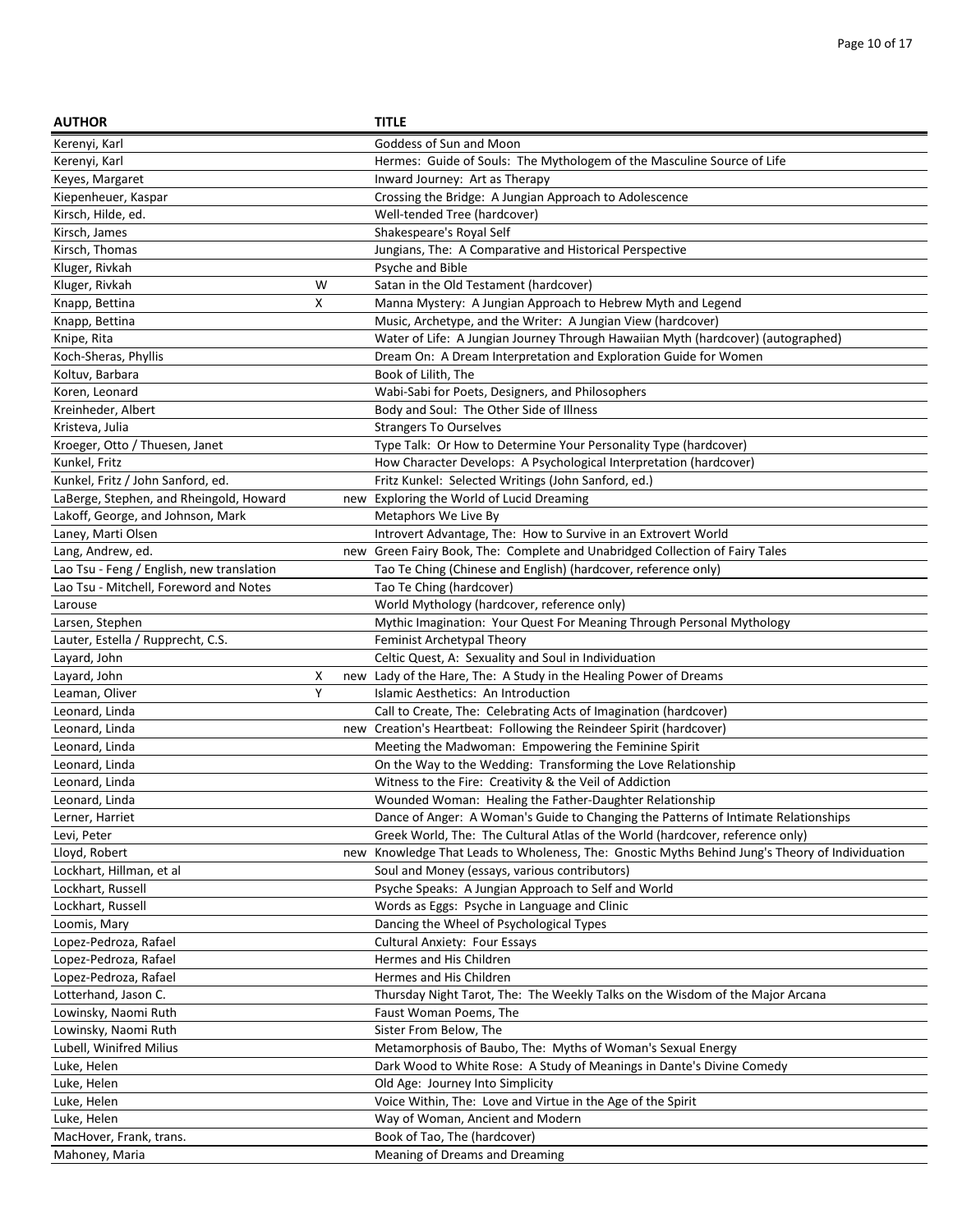| AUTHOR | | | TITLE |
|---|---|---|---|
| Kerenyi, Karl | | | Goddess of Sun and Moon |
| Kerenyi, Karl | | | Hermes: Guide of Souls: The Mythologem of the Masculine Source of Life |
| Keyes, Margaret | | | Inward Journey: Art as Therapy |
| Kiepenheuer, Kaspar | | | Crossing the Bridge: A Jungian Approach to Adolescence |
| Kirsch, Hilde, ed. | | | Well-tended Tree (hardcover) |
| Kirsch, James | | | Shakespeare's Royal Self |
| Kirsch, Thomas | | | Jungians, The: A Comparative and Historical Perspective |
| Kluger, Rivkah | | | Psyche and Bible |
| Kluger, Rivkah | W | | Satan in the Old Testament (hardcover) |
| Knapp, Bettina | X | | Manna Mystery: A Jungian Approach to Hebrew Myth and Legend |
| Knapp, Bettina | | | Music, Archetype, and the Writer: A Jungian View (hardcover) |
| Knipe, Rita | | | Water of Life: A Jungian Journey Through Hawaiian Myth (hardcover) (autographed) |
| Koch-Sheras, Phyllis | | | Dream On: A Dream Interpretation and Exploration Guide for Women |
| Koltuv, Barbara | | | Book of Lilith, The |
| Koren, Leonard | | | Wabi-Sabi for Poets, Designers, and Philosophers |
| Kreinheder, Albert | | | Body and Soul: The Other Side of Illness |
| Kristeva, Julia | | | Strangers To Ourselves |
| Kroeger, Otto / Thuesen, Janet | | | Type Talk: Or How to Determine Your Personality Type (hardcover) |
| Kunkel, Fritz | | | How Character Develops: A Psychological Interpretation (hardcover) |
| Kunkel, Fritz / John Sanford, ed. | | | Fritz Kunkel: Selected Writings (John Sanford, ed.) |
| LaBerge, Stephen, and Rheingold, Howard | | new | Exploring the World of Lucid Dreaming |
| Lakoff, George, and Johnson, Mark | | | Metaphors We Live By |
| Laney, Marti Olsen | | | Introvert Advantage, The: How to Survive in an Extrovert World |
| Lang, Andrew, ed. | | new | Green Fairy Book, The: Complete and Unabridged Collection of Fairy Tales |
| Lao Tsu - Feng / English, new translation | | | Tao Te Ching (Chinese and English) (hardcover, reference only) |
| Lao Tsu - Mitchell, Foreword and Notes | | | Tao Te Ching (hardcover) |
| Larousse | | | World Mythology (hardcover, reference only) |
| Larsen, Stephen | | | Mythic Imagination: Your Quest For Meaning Through Personal Mythology |
| Lauter, Estella / Rupprecht, C.S. | | | Feminist Archetypal Theory |
| Layard, John | | | Celtic Quest, A: Sexuality and Soul in Individuation |
| Layard, John | X | new | Lady of the Hare, The: A Study in the Healing Power of Dreams |
| Leaman, Oliver | Y | | Islamic Aesthetics: An Introduction |
| Leonard, Linda | | | Call to Create, The: Celebrating Acts of Imagination (hardcover) |
| Leonard, Linda | | new | Creation's Heartbeat: Following the Reindeer Spirit (hardcover) |
| Leonard, Linda | | | Meeting the Madwoman: Empowering the Feminine Spirit |
| Leonard, Linda | | | On the Way to the Wedding: Transforming the Love Relationship |
| Leonard, Linda | | | Witness to the Fire: Creativity & the Veil of Addiction |
| Leonard, Linda | | | Wounded Woman: Healing the Father-Daughter Relationship |
| Lerner, Harriet | | | Dance of Anger: A Woman's Guide to Changing the Patterns of Intimate Relationships |
| Levi, Peter | | | Greek World, The: The Cultural Atlas of the World (hardcover, reference only) |
| Lloyd, Robert | | new | Knowledge That Leads to Wholeness, The: Gnostic Myths Behind Jung's Theory of Individuation |
| Lockhart, Hillman, et al | | | Soul and Money (essays, various contributors) |
| Lockhart, Russell | | | Psyche Speaks: A Jungian Approach to Self and World |
| Lockhart, Russell | | | Words as Eggs: Psyche in Language and Clinic |
| Loomis, Mary | | | Dancing the Wheel of Psychological Types |
| Lopez-Pedroza, Rafael | | | Cultural Anxiety: Four Essays |
| Lopez-Pedroza, Rafael | | | Hermes and His Children |
| Lopez-Pedroza, Rafael | | | Hermes and His Children |
| Lotterhand, Jason C. | | | Thursday Night Tarot, The: The Weekly Talks on the Wisdom of the Major Arcana |
| Lowinsky, Naomi Ruth | | | Faust Woman Poems, The |
| Lowinsky, Naomi Ruth | | | Sister From Below, The |
| Lubell, Winifred Milius | | | Metamorphosis of Baubo, The: Myths of Woman's Sexual Energy |
| Luke, Helen | | | Dark Wood to White Rose: A Study of Meanings in Dante's Divine Comedy |
| Luke, Helen | | | Old Age: Journey Into Simplicity |
| Luke, Helen | | | Voice Within, The: Love and Virtue in the Age of the Spirit |
| Luke, Helen | | | Way of Woman, Ancient and Modern |
| MacHover, Frank, trans. | | | Book of Tao, The (hardcover) |
| Mahoney, Maria | | | Meaning of Dreams and Dreaming |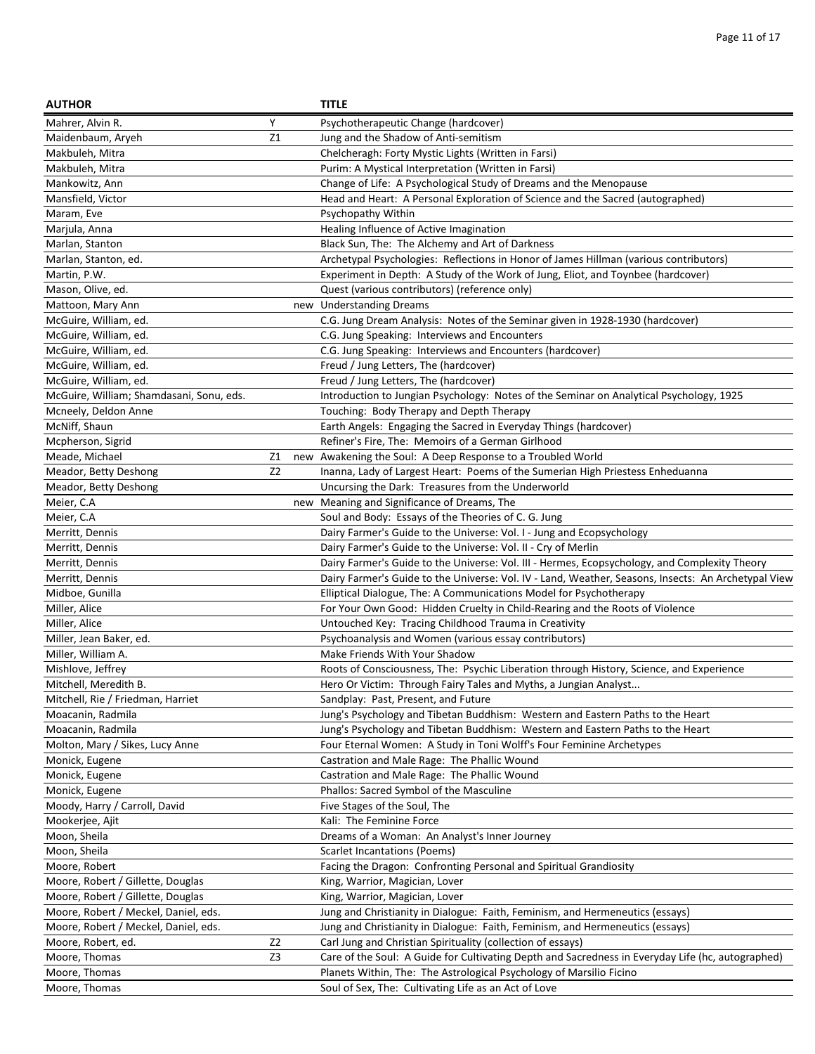| AUTHOR | | | TITLE |
|---|---|---|---|
| Mahrer, Alvin R. | Y | | Psychotherapeutic Change (hardcover) |
| Maidenbaum, Aryeh | Z1 | | Jung and the Shadow of Anti-semitism |
| Makbuleh, Mitra | | | Chelcheragh: Forty Mystic Lights (Written in Farsi) |
| Makbuleh, Mitra | | | Purim: A Mystical Interpretation (Written in Farsi) |
| Mankowitz, Ann | | | Change of Life: A Psychological Study of Dreams and the Menopause |
| Mansfield, Victor | | | Head and Heart: A Personal Exploration of Science and the Sacred (autographed) |
| Maram, Eve | | | Psychopathy Within |
| Marjula, Anna | | | Healing Influence of Active Imagination |
| Marlan, Stanton | | | Black Sun, The: The Alchemy and Art of Darkness |
| Marlan, Stanton, ed. | | | Archetypal Psychologies: Reflections in Honor of James Hillman (various contributors) |
| Martin, P.W. | | | Experiment in Depth: A Study of the Work of Jung, Eliot, and Toynbee (hardcover) |
| Mason, Olive, ed. | | | Quest (various contributors) (reference only) |
| Mattoon, Mary Ann | | new | Understanding Dreams |
| McGuire, William, ed. | | | C.G. Jung Dream Analysis: Notes of the Seminar given in 1928-1930 (hardcover) |
| McGuire, William, ed. | | | C.G. Jung Speaking: Interviews and Encounters |
| McGuire, William, ed. | | | C.G. Jung Speaking: Interviews and Encounters (hardcover) |
| McGuire, William, ed. | | | Freud / Jung Letters, The (hardcover) |
| McGuire, William, ed. | | | Freud / Jung Letters, The (hardcover) |
| McGuire, William; Shamdasani, Sonu, eds. | | | Introduction to Jungian Psychology: Notes of the Seminar on Analytical Psychology, 1925 |
| Mcneely, Deldon Anne | | | Touching: Body Therapy and Depth Therapy |
| McNiff, Shaun | | | Earth Angels: Engaging the Sacred in Everyday Things (hardcover) |
| Mcpherson, Sigrid | | | Refiner's Fire, The: Memoirs of a German Girlhood |
| Meade, Michael | Z1 | new | Awakening the Soul: A Deep Response to a Troubled World |
| Meador, Betty Deshong | Z2 | | Inanna, Lady of Largest Heart: Poems of the Sumerian High Priestess Enheduanna |
| Meador, Betty Deshong | | | Uncursing the Dark: Treasures from the Underworld |
| Meier, C.A | | new | Meaning and Significance of Dreams, The |
| Meier, C.A | | | Soul and Body: Essays of the Theories of C. G. Jung |
| Merritt, Dennis | | | Dairy Farmer's Guide to the Universe: Vol. I - Jung and Ecopsychology |
| Merritt, Dennis | | | Dairy Farmer's Guide to the Universe: Vol. II - Cry of Merlin |
| Merritt, Dennis | | | Dairy Farmer's Guide to the Universe: Vol. III - Hermes, Ecopsychology, and Complexity Theory |
| Merritt, Dennis | | | Dairy Farmer's Guide to the Universe: Vol. IV - Land, Weather, Seasons, Insects: An Archetypal View |
| Midboe, Gunilla | | | Elliptical Dialogue, The: A Communications Model for Psychotherapy |
| Miller, Alice | | | For Your Own Good: Hidden Cruelty in Child-Rearing and the Roots of Violence |
| Miller, Alice | | | Untouched Key: Tracing Childhood Trauma in Creativity |
| Miller, Jean Baker, ed. | | | Psychoanalysis and Women (various essay contributors) |
| Miller, William A. | | | Make Friends With Your Shadow |
| Mishlove, Jeffrey | | | Roots of Consciousness, The: Psychic Liberation through History, Science, and Experience |
| Mitchell, Meredith B. | | | Hero Or Victim: Through Fairy Tales and Myths, a Jungian Analyst... |
| Mitchell, Rie / Friedman, Harriet | | | Sandplay: Past, Present, and Future |
| Moacanin, Radmila | | | Jung's Psychology and Tibetan Buddhism: Western and Eastern Paths to the Heart |
| Moacanin, Radmila | | | Jung's Psychology and Tibetan Buddhism: Western and Eastern Paths to the Heart |
| Molton, Mary / Sikes, Lucy Anne | | | Four Eternal Women: A Study in Toni Wolff's Four Feminine Archetypes |
| Monick, Eugene | | | Castration and Male Rage: The Phallic Wound |
| Monick, Eugene | | | Castration and Male Rage: The Phallic Wound |
| Monick, Eugene | | | Phallos: Sacred Symbol of the Masculine |
| Moody, Harry / Carroll, David | | | Five Stages of the Soul, The |
| Mookerjee, Ajit | | | Kali: The Feminine Force |
| Moon, Sheila | | | Dreams of a Woman: An Analyst's Inner Journey |
| Moon, Sheila | | | Scarlet Incantations (Poems) |
| Moore, Robert | | | Facing the Dragon: Confronting Personal and Spiritual Grandiosity |
| Moore, Robert / Gillette, Douglas | | | King, Warrior, Magician, Lover |
| Moore, Robert / Gillette, Douglas | | | King, Warrior, Magician, Lover |
| Moore, Robert / Meckel, Daniel, eds. | | | Jung and Christianity in Dialogue: Faith, Feminism, and Hermeneutics (essays) |
| Moore, Robert / Meckel, Daniel, eds. | | | Jung and Christianity in Dialogue: Faith, Feminism, and Hermeneutics (essays) |
| Moore, Robert, ed. | Z2 | | Carl Jung and Christian Spirituality (collection of essays) |
| Moore, Thomas | Z3 | | Care of the Soul: A Guide for Cultivating Depth and Sacredness in Everyday Life (hc, autographed) |
| Moore, Thomas | | | Planets Within, The: The Astrological Psychology of Marsilio Ficino |
| Moore, Thomas | | | Soul of Sex, The: Cultivating Life as an Act of Love |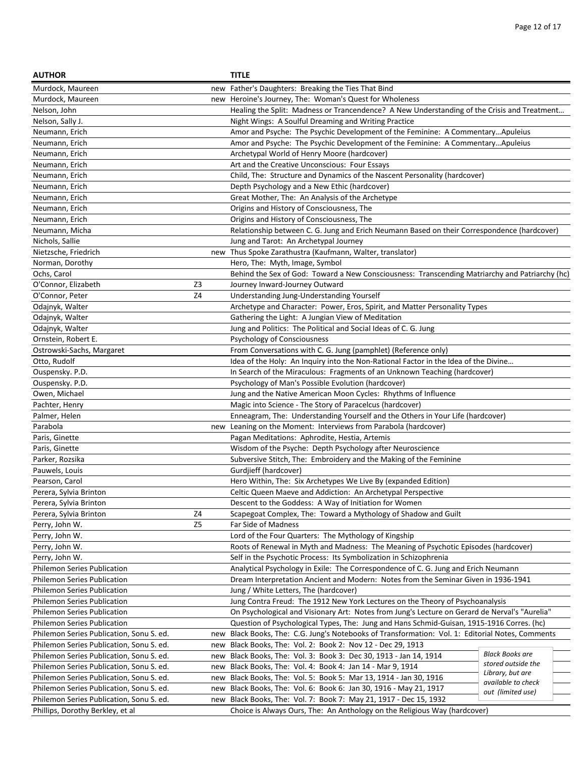| AUTHOR | | TITLE |
|---|---|---|
| Murdock, Maureen | new | Father's Daughters: Breaking the Ties That Bind |
| Murdock, Maureen | new | Heroine's Journey, The: Woman's Quest for Wholeness |
| Nelson, John | | Healing the Split: Madness or Trancendence? A New Understanding of the Crisis and Treatment… |
| Nelson, Sally J. | | Night Wings: A Soulful Dreaming and Writing Practice |
| Neumann, Erich | | Amor and Psyche: The Psychic Development of the Feminine: A Commentary…Apuleius |
| Neumann, Erich | | Amor and Psyche: The Psychic Development of the Feminine: A Commentary…Apuleius |
| Neumann, Erich | | Archetypal World of Henry Moore (hardcover) |
| Neumann, Erich | | Art and the Creative Unconscious: Four Essays |
| Neumann, Erich | | Child, The: Structure and Dynamics of the Nascent Personality (hardcover) |
| Neumann, Erich | | Depth Psychology and a New Ethic (hardcover) |
| Neumann, Erich | | Great Mother, The: An Analysis of the Archetype |
| Neumann, Erich | | Origins and History of Consciousness, The |
| Neumann, Erich | | Origins and History of Consciousness, The |
| Neumann, Micha | | Relationship between C. G. Jung and Erich Neumann Based on their Correspondence (hardcover) |
| Nichols, Sallie | | Jung and Tarot: An Archetypal Journey |
| Nietzsche, Friedrich | new | Thus Spoke Zarathustra (Kaufmann, Walter, translator) |
| Norman, Dorothy | | Hero, The: Myth, Image, Symbol |
| Ochs, Carol | | Behind the Sex of God: Toward a New Consciousness: Transcending Matriarchy and Patriarchy (hc) |
| O'Connor, Elizabeth | Z3 | Journey Inward-Journey Outward |
| O'Connor, Peter | Z4 | Understanding Jung-Understanding Yourself |
| Odajnyk, Walter | | Archetype and Character: Power, Eros, Spirit, and Matter Personality Types |
| Odajnyk, Walter | | Gathering the Light: A Jungian View of Meditation |
| Odajnyk, Walter | | Jung and Politics: The Political and Social Ideas of C. G. Jung |
| Ornstein, Robert E. | | Psychology of Consciousness |
| Ostrowski-Sachs, Margaret | | From Conversations with C. G. Jung (pamphlet) (Reference only) |
| Otto, Rudolf | | Idea of the Holy: An Inquiry into the Non-Rational Factor in the Idea of the Divine… |
| Ouspensky. P.D. | | In Search of the Miraculous: Fragments of an Unknown Teaching (hardcover) |
| Ouspensky. P.D. | | Psychology of Man's Possible Evolution (hardcover) |
| Owen, Michael | | Jung and the Native American Moon Cycles: Rhythms of Influence |
| Pachter, Henry | | Magic into Science - The Story of Paracelcus (hardcover) |
| Palmer, Helen | | Enneagram, The: Understanding Yourself and the Others in Your Life (hardcover) |
| Parabola | new | Leaning on the Moment: Interviews from Parabola (hardcover) |
| Paris, Ginette | | Pagan Meditations: Aphrodite, Hestia, Artemis |
| Paris, Ginette | | Wisdom of the Psyche: Depth Psychology after Neuroscience |
| Parker, Rozsika | | Subversive Stitch, The: Embroidery and the Making of the Feminine |
| Pauwels, Louis | | Gurdjieff (hardcover) |
| Pearson, Carol | | Hero Within, The: Six Archetypes We Live By (expanded Edition) |
| Perera, Sylvia Brinton | | Celtic Queen Maeve and Addiction: An Archetypal Perspective |
| Perera, Sylvia Brinton | | Descent to the Goddess: A Way of Initiation for Women |
| Perera, Sylvia Brinton | Z4 | Scapegoat Complex, The: Toward a Mythology of Shadow and Guilt |
| Perry, John W. | Z5 | Far Side of Madness |
| Perry, John W. | | Lord of the Four Quarters: The Mythology of Kingship |
| Perry, John W. | | Roots of Renewal in Myth and Madness: The Meaning of Psychotic Episodes (hardcover) |
| Perry, John W. | | Self in the Psychotic Process: Its Symbolization in Schizophrenia |
| Philemon Series Publication | | Analytical Psychology in Exile: The Correspondence of C. G. Jung and Erich Neumann |
| Philemon Series Publication | | Dream Interpretation Ancient and Modern: Notes from the Seminar Given in 1936-1941 |
| Philemon Series Publication | | Jung / White Letters, The (hardcover) |
| Philemon Series Publication | | Jung Contra Freud: The 1912 New York Lectures on the Theory of Psychoanalysis |
| Philemon Series Publication | | On Psychological and Visionary Art: Notes from Jung's Lecture on Gerard de Nerval's "Aurelia" |
| Philemon Series Publication | | Question of Psychological Types, The: Jung and Hans Schmid-Guisan, 1915-1916 Corres. (hc) |
| Philemon Series Publication, Sonu S. ed. | new | Black Books, The: C.G. Jung's Notebooks of Transformation: Vol. 1: Editorial Notes, Comments |
| Philemon Series Publication, Sonu S. ed. | new | Black Books, The: Vol. 2: Book 2: Nov 12 - Dec 29, 1913 |
| Philemon Series Publication, Sonu S. ed. | new | Black Books, The: Vol. 3: Book 3: Dec 30, 1913 - Jan 14, 1914 |
| Philemon Series Publication, Sonu S. ed. | new | Black Books, The: Vol. 4: Book 4: Jan 14 - Mar 9, 1914 |
| Philemon Series Publication, Sonu S. ed. | new | Black Books, The: Vol. 5: Book 5: Mar 13, 1914 - Jan 30, 1916 |
| Philemon Series Publication, Sonu S. ed. | new | Black Books, The: Vol. 6: Book 6: Jan 30, 1916 - May 21, 1917 |
| Philemon Series Publication, Sonu S. ed. | new | Black Books, The: Vol. 7: Book 7: May 21, 1917 - Dec 15, 1932 |
| Phillips, Dorothy Berkley, et al | | Choice is Always Ours, The: An Anthology on the Religious Way (hardcover) |

*Black Books are stored outside the Library, but are available to check out (limited use)*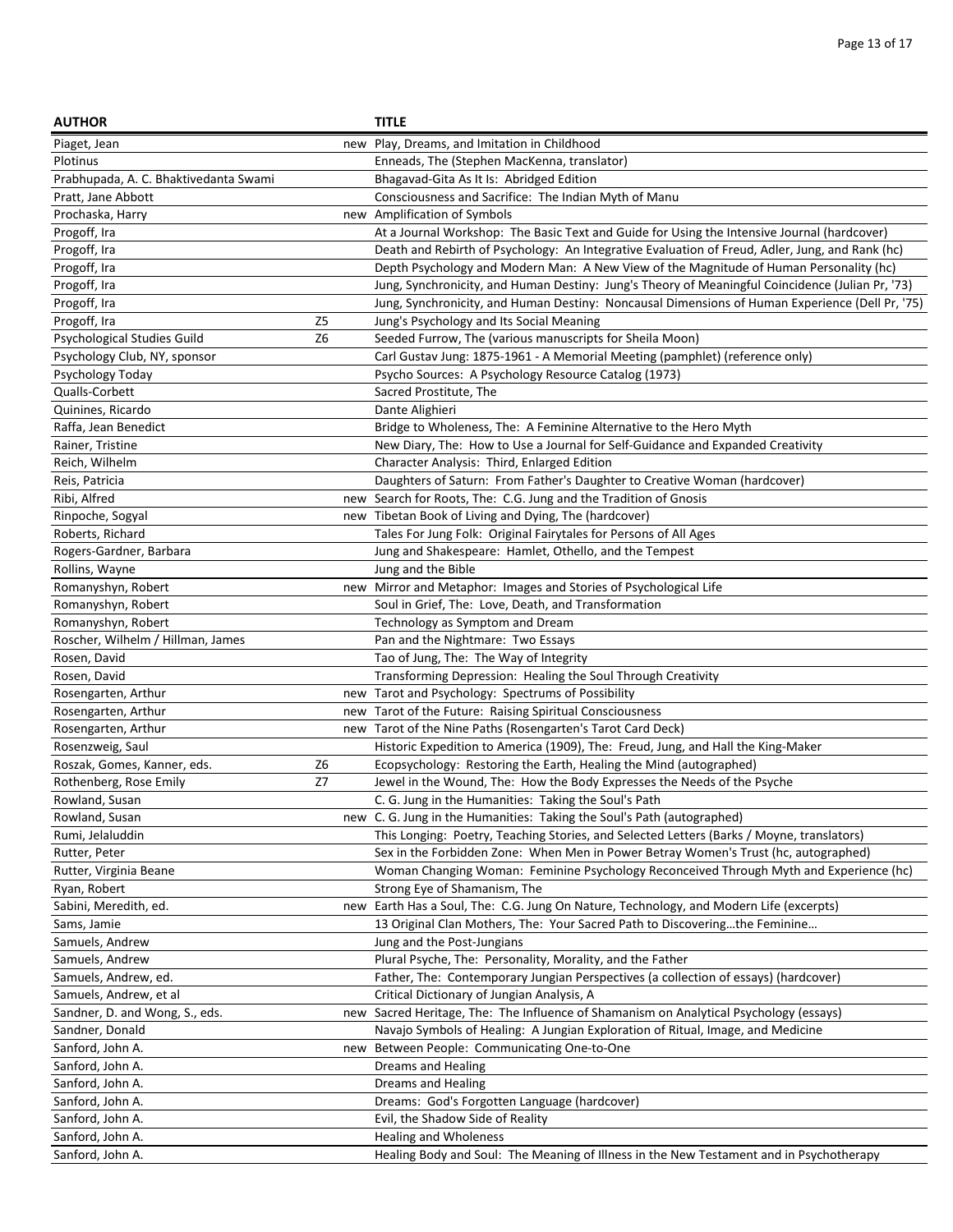| AUTHOR | | TITLE |
|---|---|---|
| Piaget, Jean | new | Play, Dreams, and Imitation in Childhood |
| Plotinus | | Enneads, The (Stephen MacKenna, translator) |
| Prabhupada, A. C. Bhaktivedanta Swami | | Bhagavad-Gita As It Is: Abridged Edition |
| Pratt, Jane Abbott | | Consciousness and Sacrifice: The Indian Myth of Manu |
| Prochaska, Harry | new | Amplification of Symbols |
| Progoff, Ira | | At a Journal Workshop: The Basic Text and Guide for Using the Intensive Journal (hardcover) |
| Progoff, Ira | | Death and Rebirth of Psychology: An Integrative Evaluation of Freud, Adler, Jung, and Rank (hc) |
| Progoff, Ira | | Depth Psychology and Modern Man: A New View of the Magnitude of Human Personality (hc) |
| Progoff, Ira | | Jung, Synchronicity, and Human Destiny: Jung's Theory of Meaningful Coincidence (Julian Pr, '73) |
| Progoff, Ira | | Jung, Synchronicity, and Human Destiny: Noncausal Dimensions of Human Experience (Dell Pr, '75) |
| Progoff, Ira | Z5 | Jung's Psychology and Its Social Meaning |
| Psychological Studies Guild | Z6 | Seeded Furrow, The (various manuscripts for Sheila Moon) |
| Psychology Club, NY, sponsor | | Carl Gustav Jung: 1875-1961 - A Memorial Meeting (pamphlet) (reference only) |
| Psychology Today | | Psycho Sources: A Psychology Resource Catalog (1973) |
| Qualls-Corbett | | Sacred Prostitute, The |
| Quinines, Ricardo | | Dante Alighieri |
| Raffa, Jean Benedict | | Bridge to Wholeness, The: A Feminine Alternative to the Hero Myth |
| Rainer, Tristine | | New Diary, The: How to Use a Journal for Self-Guidance and Expanded Creativity |
| Reich, Wilhelm | | Character Analysis: Third, Enlarged Edition |
| Reis, Patricia | | Daughters of Saturn: From Father's Daughter to Creative Woman (hardcover) |
| Ribi, Alfred | new | Search for Roots, The: C.G. Jung and the Tradition of Gnosis |
| Rinpoche, Sogyal | new | Tibetan Book of Living and Dying, The (hardcover) |
| Roberts, Richard | | Tales For Jung Folk: Original Fairytales for Persons of All Ages |
| Rogers-Gardner, Barbara | | Jung and Shakespeare: Hamlet, Othello, and the Tempest |
| Rollins, Wayne | | Jung and the Bible |
| Romanyshyn, Robert | new | Mirror and Metaphor: Images and Stories of Psychological Life |
| Romanyshyn, Robert | | Soul in Grief, The: Love, Death, and Transformation |
| Romanyshyn, Robert | | Technology as Symptom and Dream |
| Roscher, Wilhelm / Hillman, James | | Pan and the Nightmare: Two Essays |
| Rosen, David | | Tao of Jung, The: The Way of Integrity |
| Rosen, David | | Transforming Depression: Healing the Soul Through Creativity |
| Rosengarten, Arthur | new | Tarot and Psychology: Spectrums of Possibility |
| Rosengarten, Arthur | new | Tarot of the Future: Raising Spiritual Consciousness |
| Rosengarten, Arthur | new | Tarot of the Nine Paths (Rosengarten's Tarot Card Deck) |
| Rosenzweig, Saul | | Historic Expedition to America (1909), The: Freud, Jung, and Hall the King-Maker |
| Roszak, Gomes, Kanner, eds. | Z6 | Ecopsychology: Restoring the Earth, Healing the Mind (autographed) |
| Rothenberg, Rose Emily | Z7 | Jewel in the Wound, The: How the Body Expresses the Needs of the Psyche |
| Rowland, Susan | | C. G. Jung in the Humanities: Taking the Soul's Path |
| Rowland, Susan | new | C. G. Jung in the Humanities: Taking the Soul's Path (autographed) |
| Rumi, Jelaluddin | | This Longing: Poetry, Teaching Stories, and Selected Letters (Barks / Moyne, translators) |
| Rutter, Peter | | Sex in the Forbidden Zone: When Men in Power Betray Women's Trust (hc, autographed) |
| Rutter, Virginia Beane | | Woman Changing Woman: Feminine Psychology Reconceived Through Myth and Experience (hc) |
| Ryan, Robert | | Strong Eye of Shamanism, The |
| Sabini, Meredith, ed. | new | Earth Has a Soul, The: C.G. Jung On Nature, Technology, and Modern Life (excerpts) |
| Sams, Jamie | | 13 Original Clan Mothers, The: Your Sacred Path to Discovering…the Feminine… |
| Samuels, Andrew | | Jung and the Post-Jungians |
| Samuels, Andrew | | Plural Psyche, The: Personality, Morality, and the Father |
| Samuels, Andrew, ed. | | Father, The: Contemporary Jungian Perspectives (a collection of essays) (hardcover) |
| Samuels, Andrew, et al | | Critical Dictionary of Jungian Analysis, A |
| Sandner, D. and Wong, S., eds. | new | Sacred Heritage, The: The Influence of Shamanism on Analytical Psychology (essays) |
| Sandner, Donald | | Navajo Symbols of Healing: A Jungian Exploration of Ritual, Image, and Medicine |
| Sanford, John A. | new | Between People: Communicating One-to-One |
| Sanford, John A. | | Dreams and Healing |
| Sanford, John A. | | Dreams and Healing |
| Sanford, John A. | | Dreams: God's Forgotten Language (hardcover) |
| Sanford, John A. | | Evil, the Shadow Side of Reality |
| Sanford, John A. | | Healing and Wholeness |
| Sanford, John A. | | Healing Body and Soul: The Meaning of Illness in the New Testament and in Psychotherapy |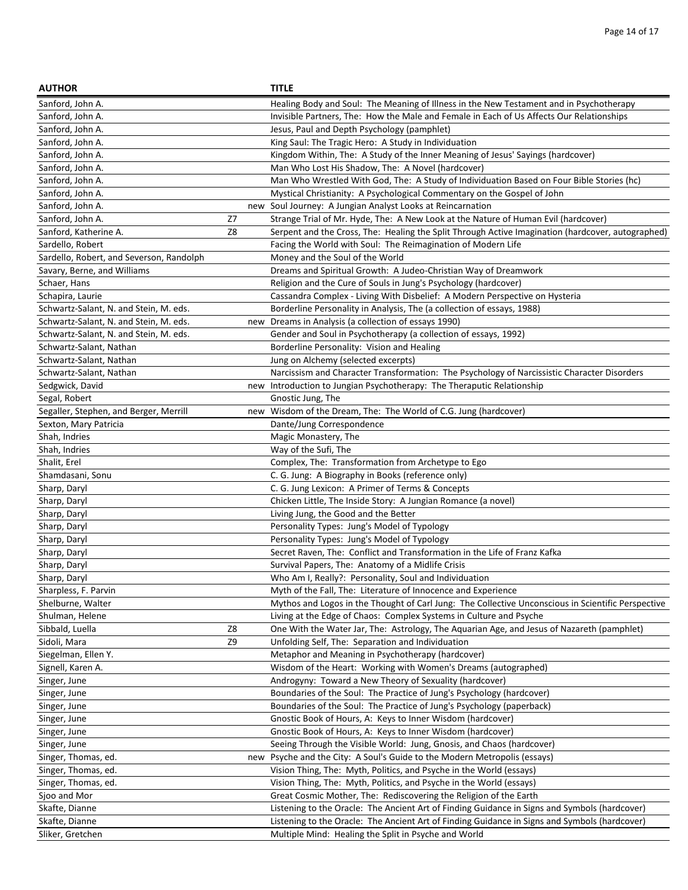| AUTHOR | | TITLE |
|---|---|---|
| Sanford, John A. | | Healing Body and Soul: The Meaning of Illness in the New Testament and in Psychotherapy |
| Sanford, John A. | | Invisible Partners, The: How the Male and Female in Each of Us Affects Our Relationships |
| Sanford, John A. | | Jesus, Paul and Depth Psychology (pamphlet) |
| Sanford, John A. | | King Saul: The Tragic Hero: A Study in Individuation |
| Sanford, John A. | | Kingdom Within, The: A Study of the Inner Meaning of Jesus' Sayings (hardcover) |
| Sanford, John A. | | Man Who Lost His Shadow, The: A Novel (hardcover) |
| Sanford, John A. | | Man Who Wrestled With God, The: A Study of Individuation Based on Four Bible Stories (hc) |
| Sanford, John A. | | Mystical Christianity: A Psychological Commentary on the Gospel of John |
| Sanford, John A. | new | Soul Journey: A Jungian Analyst Looks at Reincarnation |
| Sanford, John A. | Z7 | Strange Trial of Mr. Hyde, The: A New Look at the Nature of Human Evil (hardcover) |
| Sanford, Katherine A. | Z8 | Serpent and the Cross, The: Healing the Split Through Active Imagination (hardcover, autographed) |
| Sardello, Robert | | Facing the World with Soul: The Reimagination of Modern Life |
| Sardello, Robert, and Severson, Randolph | | Money and the Soul of the World |
| Savary, Berne, and Williams | | Dreams and Spiritual Growth: A Judeo-Christian Way of Dreamwork |
| Schaer, Hans | | Religion and the Cure of Souls in Jung's Psychology (hardcover) |
| Schapira, Laurie | | Cassandra Complex - Living With Disbelief: A Modern Perspective on Hysteria |
| Schwartz-Salant, N. and Stein, M. eds. | | Borderline Personality in Analysis, The (a collection of essays, 1988) |
| Schwartz-Salant, N. and Stein, M. eds. | new | Dreams in Analysis (a collection of essays 1990) |
| Schwartz-Salant, N. and Stein, M. eds. | | Gender and Soul in Psychotherapy (a collection of essays, 1992) |
| Schwartz-Salant, Nathan | | Borderline Personality: Vision and Healing |
| Schwartz-Salant, Nathan | | Jung on Alchemy (selected excerpts) |
| Schwartz-Salant, Nathan | | Narcissism and Character Transformation: The Psychology of Narcissistic Character Disorders |
| Sedgwick, David | new | Introduction to Jungian Psychotherapy: The Theraputic Relationship |
| Segal, Robert | | Gnostic Jung, The |
| Segaller, Stephen, and Berger, Merrill | new | Wisdom of the Dream, The: The World of C.G. Jung (hardcover) |
| Sexton, Mary Patricia | | Dante/Jung Correspondence |
| Shah, Indries | | Magic Monastery, The |
| Shah, Indries | | Way of the Sufi, The |
| Shalit, Erel | | Complex, The: Transformation from Archetype to Ego |
| Shamdasani, Sonu | | C. G. Jung: A Biography in Books (reference only) |
| Sharp, Daryl | | C. G. Jung Lexicon: A Primer of Terms & Concepts |
| Sharp, Daryl | | Chicken Little, The Inside Story: A Jungian Romance (a novel) |
| Sharp, Daryl | | Living Jung, the Good and the Better |
| Sharp, Daryl | | Personality Types: Jung's Model of Typology |
| Sharp, Daryl | | Personality Types: Jung's Model of Typology |
| Sharp, Daryl | | Secret Raven, The: Conflict and Transformation in the Life of Franz Kafka |
| Sharp, Daryl | | Survival Papers, The: Anatomy of a Midlife Crisis |
| Sharp, Daryl | | Who Am I, Really?: Personality, Soul and Individuation |
| Sharpless, F. Parvin | | Myth of the Fall, The: Literature of Innocence and Experience |
| Shelburne, Walter | | Mythos and Logos in the Thought of Carl Jung: The Collective Unconscious in Scientific Perspective |
| Shulman, Helene | | Living at the Edge of Chaos: Complex Systems in Culture and Psyche |
| Sibbald, Luella | Z8 | One With the Water Jar, The: Astrology, The Aquarian Age, and Jesus of Nazareth (pamphlet) |
| Sidoli, Mara | Z9 | Unfolding Self, The: Separation and Individuation |
| Siegelman, Ellen Y. | | Metaphor and Meaning in Psychotherapy (hardcover) |
| Signell, Karen A. | | Wisdom of the Heart: Working with Women's Dreams (autographed) |
| Singer, June | | Androgyny: Toward a New Theory of Sexuality (hardcover) |
| Singer, June | | Boundaries of the Soul: The Practice of Jung's Psychology (hardcover) |
| Singer, June | | Boundaries of the Soul: The Practice of Jung's Psychology (paperback) |
| Singer, June | | Gnostic Book of Hours, A: Keys to Inner Wisdom (hardcover) |
| Singer, June | | Gnostic Book of Hours, A: Keys to Inner Wisdom (hardcover) |
| Singer, June | | Seeing Through the Visible World: Jung, Gnosis, and Chaos (hardcover) |
| Singer, Thomas, ed. | new | Psyche and the City: A Soul's Guide to the Modern Metropolis (essays) |
| Singer, Thomas, ed. | | Vision Thing, The: Myth, Politics, and Psyche in the World (essays) |
| Singer, Thomas, ed. | | Vision Thing, The: Myth, Politics, and Psyche in the World (essays) |
| Sjoo and Mor | | Great Cosmic Mother, The: Rediscovering the Religion of the Earth |
| Skafte, Dianne | | Listening to the Oracle: The Ancient Art of Finding Guidance in Signs and Symbols (hardcover) |
| Skafte, Dianne | | Listening to the Oracle: The Ancient Art of Finding Guidance in Signs and Symbols (hardcover) |
| Sliker, Gretchen | | Multiple Mind: Healing the Split in Psyche and World |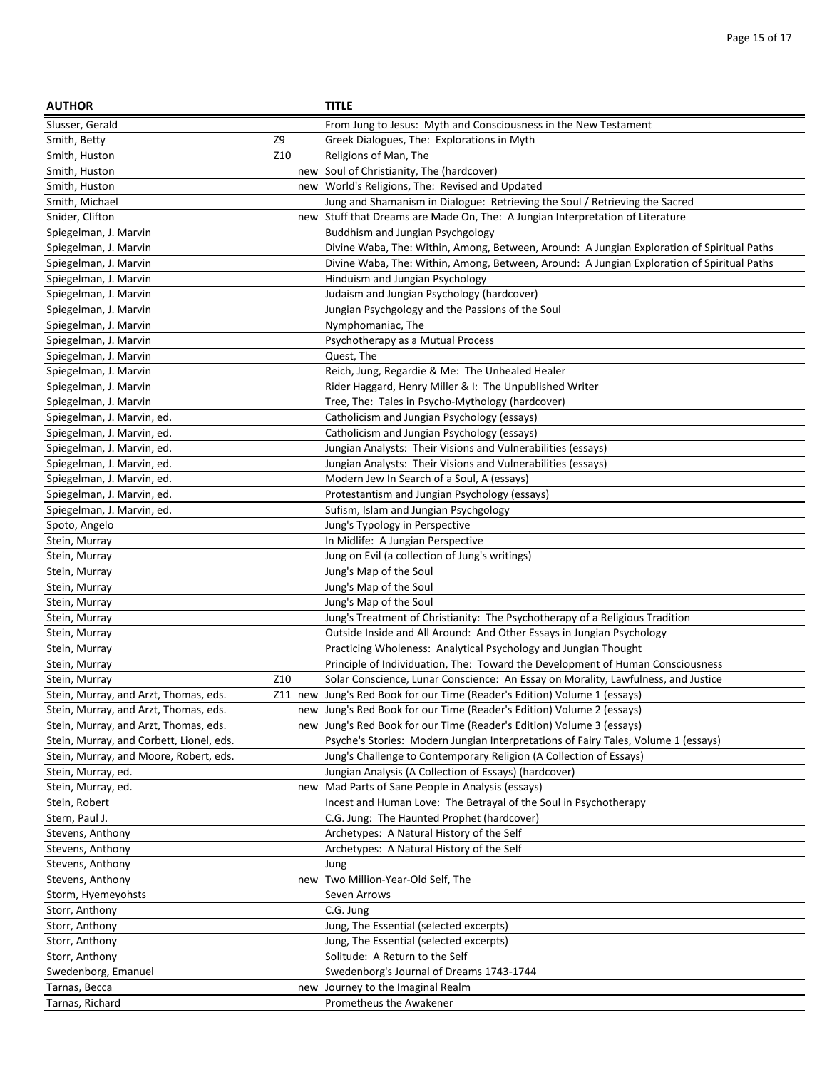| AUTHOR | | TITLE |
|---|---|---|
| Slusser, Gerald | | From Jung to Jesus: Myth and Consciousness in the New Testament |
| Smith, Betty | Z9 | Greek Dialogues, The: Explorations in Myth |
| Smith, Huston | Z10 | Religions of Man, The |
| Smith, Huston | new | Soul of Christianity, The (hardcover) |
| Smith, Huston | new | World's Religions, The: Revised and Updated |
| Smith, Michael | | Jung and Shamanism in Dialogue: Retrieving the Soul / Retrieving the Sacred |
| Snider, Clifton | new | Stuff that Dreams are Made On, The: A Jungian Interpretation of Literature |
| Spiegelman, J. Marvin | | Buddhism and Jungian Psychgology |
| Spiegelman, J. Marvin | | Divine Waba, The: Within, Among, Between, Around: A Jungian Exploration of Spiritual Paths |
| Spiegelman, J. Marvin | | Divine Waba, The: Within, Among, Between, Around: A Jungian Exploration of Spiritual Paths |
| Spiegelman, J. Marvin | | Hinduism and Jungian Psychology |
| Spiegelman, J. Marvin | | Judaism and Jungian Psychology (hardcover) |
| Spiegelman, J. Marvin | | Jungian Psychgology and the Passions of the Soul |
| Spiegelman, J. Marvin | | Nymphomaniac, The |
| Spiegelman, J. Marvin | | Psychotherapy as a Mutual Process |
| Spiegelman, J. Marvin | | Quest, The |
| Spiegelman, J. Marvin | | Reich, Jung, Regardie & Me: The Unhealed Healer |
| Spiegelman, J. Marvin | | Rider Haggard, Henry Miller & I: The Unpublished Writer |
| Spiegelman, J. Marvin | | Tree, The: Tales in Psycho-Mythology (hardcover) |
| Spiegelman, J. Marvin, ed. | | Catholicism and Jungian Psychology (essays) |
| Spiegelman, J. Marvin, ed. | | Catholicism and Jungian Psychology (essays) |
| Spiegelman, J. Marvin, ed. | | Jungian Analysts: Their Visions and Vulnerabilities (essays) |
| Spiegelman, J. Marvin, ed. | | Jungian Analysts: Their Visions and Vulnerabilities (essays) |
| Spiegelman, J. Marvin, ed. | | Modern Jew In Search of a Soul, A (essays) |
| Spiegelman, J. Marvin, ed. | | Protestantism and Jungian Psychology (essays) |
| Spiegelman, J. Marvin, ed. | | Sufism, Islam and Jungian Psychgology |
| Spoto, Angelo | | Jung's Typology in Perspective |
| Stein, Murray | | In Midlife: A Jungian Perspective |
| Stein, Murray | | Jung on Evil (a collection of Jung's writings) |
| Stein, Murray | | Jung's Map of the Soul |
| Stein, Murray | | Jung's Map of the Soul |
| Stein, Murray | | Jung's Map of the Soul |
| Stein, Murray | | Jung's Treatment of Christianity: The Psychotherapy of a Religious Tradition |
| Stein, Murray | | Outside Inside and All Around: And Other Essays in Jungian Psychology |
| Stein, Murray | | Practicing Wholeness: Analytical Psychology and Jungian Thought |
| Stein, Murray | | Principle of Individuation, The: Toward the Development of Human Consciousness |
| Stein, Murray | Z10 | Solar Conscience, Lunar Conscience: An Essay on Morality, Lawfulness, and Justice |
| Stein, Murray, and Arzt, Thomas, eds. | Z11 new | Jung's Red Book for our Time (Reader's Edition) Volume 1 (essays) |
| Stein, Murray, and Arzt, Thomas, eds. | new | Jung's Red Book for our Time (Reader's Edition) Volume 2 (essays) |
| Stein, Murray, and Arzt, Thomas, eds. | new | Jung's Red Book for our Time (Reader's Edition) Volume 3 (essays) |
| Stein, Murray, and Corbett, Lionel, eds. | | Psyche's Stories: Modern Jungian Interpretations of Fairy Tales, Volume 1 (essays) |
| Stein, Murray, and Moore, Robert, eds. | | Jung's Challenge to Contemporary Religion (A Collection of Essays) |
| Stein, Murray, ed. | | Jungian Analysis (A Collection of Essays) (hardcover) |
| Stein, Murray, ed. | new | Mad Parts of Sane People in Analysis (essays) |
| Stein, Robert | | Incest and Human Love: The Betrayal of the Soul in Psychotherapy |
| Stern, Paul J. | | C.G. Jung: The Haunted Prophet (hardcover) |
| Stevens, Anthony | | Archetypes: A Natural History of the Self |
| Stevens, Anthony | | Archetypes: A Natural History of the Self |
| Stevens, Anthony | | Jung |
| Stevens, Anthony | new | Two Million-Year-Old Self, The |
| Storm, Hyemeyohsts | | Seven Arrows |
| Storr, Anthony | | C.G. Jung |
| Storr, Anthony | | Jung, The Essential (selected excerpts) |
| Storr, Anthony | | Jung, The Essential (selected excerpts) |
| Storr, Anthony | | Solitude: A Return to the Self |
| Swedenborg, Emanuel | | Swedenborg's Journal of Dreams 1743-1744 |
| Tarnas, Becca | new | Journey to the Imaginal Realm |
| Tarnas, Richard | | Prometheus the Awakener |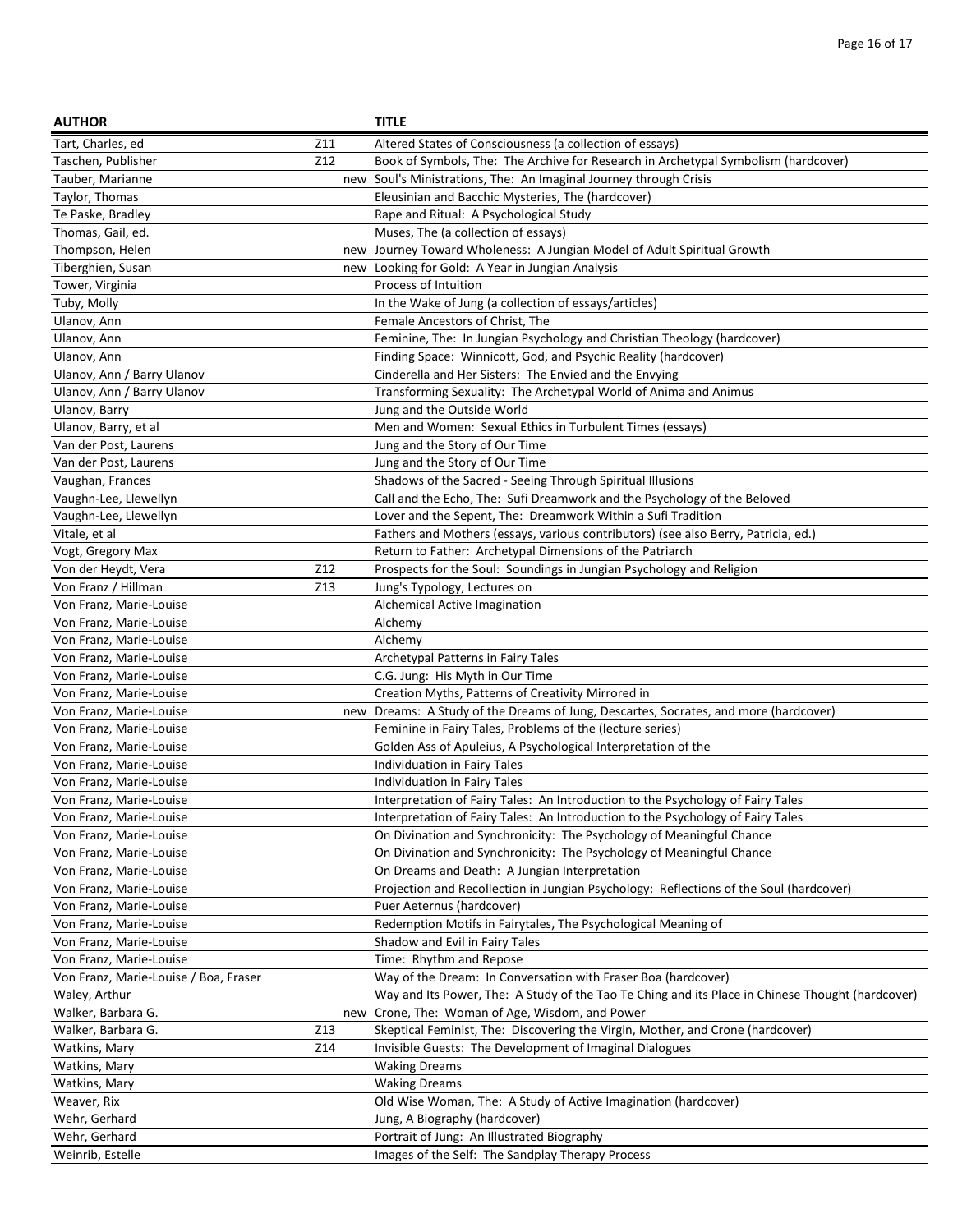| AUTHOR | | TITLE |
|---|---|---|
| Tart, Charles, ed | Z11 | Altered States of Consciousness (a collection of essays) |
| Taschen, Publisher | Z12 | Book of Symbols, The: The Archive for Research in Archetypal Symbolism (hardcover) |
| Tauber, Marianne | new | Soul's Ministrations, The: An Imaginal Journey through Crisis |
| Taylor, Thomas | | Eleusinian and Bacchic Mysteries, The (hardcover) |
| Te Paske, Bradley | | Rape and Ritual: A Psychological Study |
| Thomas, Gail, ed. | | Muses, The (a collection of essays) |
| Thompson, Helen | new | Journey Toward Wholeness: A Jungian Model of Adult Spiritual Growth |
| Tiberghien, Susan | new | Looking for Gold: A Year in Jungian Analysis |
| Tower, Virginia | | Process of Intuition |
| Tuby, Molly | | In the Wake of Jung (a collection of essays/articles) |
| Ulanov, Ann | | Female Ancestors of Christ, The |
| Ulanov, Ann | | Feminine, The: In Jungian Psychology and Christian Theology (hardcover) |
| Ulanov, Ann | | Finding Space: Winnicott, God, and Psychic Reality (hardcover) |
| Ulanov, Ann / Barry Ulanov | | Cinderella and Her Sisters: The Envied and the Envying |
| Ulanov, Ann / Barry Ulanov | | Transforming Sexuality: The Archetypal World of Anima and Animus |
| Ulanov, Barry | | Jung and the Outside World |
| Ulanov, Barry, et al | | Men and Women: Sexual Ethics in Turbulent Times (essays) |
| Van der Post, Laurens | | Jung and the Story of Our Time |
| Van der Post, Laurens | | Jung and the Story of Our Time |
| Vaughan, Frances | | Shadows of the Sacred - Seeing Through Spiritual Illusions |
| Vaughn-Lee, Llewellyn | | Call and the Echo, The: Sufi Dreamwork and the Psychology of the Beloved |
| Vaughn-Lee, Llewellyn | | Lover and the Sepent, The: Dreamwork Within a Sufi Tradition |
| Vitale, et al | | Fathers and Mothers (essays, various contributors) (see also Berry, Patricia, ed.) |
| Vogt, Gregory Max | | Return to Father: Archetypal Dimensions of the Patriarch |
| Von der Heydt, Vera | Z12 | Prospects for the Soul: Soundings in Jungian Psychology and Religion |
| Von Franz / Hillman | Z13 | Jung's Typology, Lectures on |
| Von Franz, Marie-Louise | | Alchemical Active Imagination |
| Von Franz, Marie-Louise | | Alchemy |
| Von Franz, Marie-Louise | | Alchemy |
| Von Franz, Marie-Louise | | Archetypal Patterns in Fairy Tales |
| Von Franz, Marie-Louise | | C.G. Jung: His Myth in Our Time |
| Von Franz, Marie-Louise | | Creation Myths, Patterns of Creativity Mirrored in |
| Von Franz, Marie-Louise | new | Dreams: A Study of the Dreams of Jung, Descartes, Socrates, and more (hardcover) |
| Von Franz, Marie-Louise | | Feminine in Fairy Tales, Problems of the (lecture series) |
| Von Franz, Marie-Louise | | Golden Ass of Apuleius, A Psychological Interpretation of the |
| Von Franz, Marie-Louise | | Individuation in Fairy Tales |
| Von Franz, Marie-Louise | | Individuation in Fairy Tales |
| Von Franz, Marie-Louise | | Interpretation of Fairy Tales: An Introduction to the Psychology of Fairy Tales |
| Von Franz, Marie-Louise | | Interpretation of Fairy Tales: An Introduction to the Psychology of Fairy Tales |
| Von Franz, Marie-Louise | | On Divination and Synchronicity: The Psychology of Meaningful Chance |
| Von Franz, Marie-Louise | | On Divination and Synchronicity: The Psychology of Meaningful Chance |
| Von Franz, Marie-Louise | | On Dreams and Death: A Jungian Interpretation |
| Von Franz, Marie-Louise | | Projection and Recollection in Jungian Psychology: Reflections of the Soul (hardcover) |
| Von Franz, Marie-Louise | | Puer Aeternus (hardcover) |
| Von Franz, Marie-Louise | | Redemption Motifs in Fairytales, The Psychological Meaning of |
| Von Franz, Marie-Louise | | Shadow and Evil in Fairy Tales |
| Von Franz, Marie-Louise | | Time: Rhythm and Repose |
| Von Franz, Marie-Louise / Boa, Fraser | | Way of the Dream: In Conversation with Fraser Boa (hardcover) |
| Waley, Arthur | | Way and Its Power, The: A Study of the Tao Te Ching and its Place in Chinese Thought (hardcover) |
| Walker, Barbara G. | new | Crone, The: Woman of Age, Wisdom, and Power |
| Walker, Barbara G. | Z13 | Skeptical Feminist, The: Discovering the Virgin, Mother, and Crone (hardcover) |
| Watkins, Mary | Z14 | Invisible Guests: The Development of Imaginal Dialogues |
| Watkins, Mary | | Waking Dreams |
| Watkins, Mary | | Waking Dreams |
| Weaver, Rix | | Old Wise Woman, The: A Study of Active Imagination (hardcover) |
| Wehr, Gerhard | | Jung, A Biography (hardcover) |
| Wehr, Gerhard | | Portrait of Jung: An Illustrated Biography |
| Weinrib, Estelle | | Images of the Self: The Sandplay Therapy Process |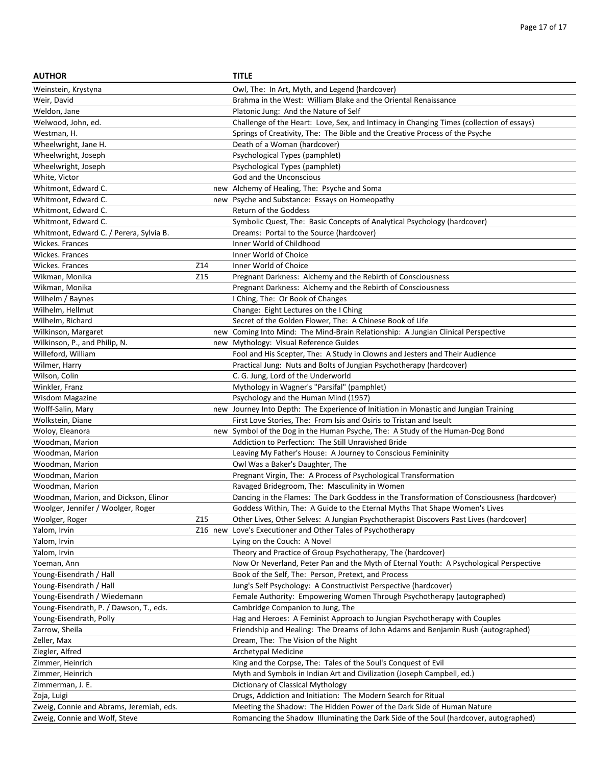| AUTHOR | | TITLE |
|---|---|---|
| Weinstein, Krystyna | | Owl, The: In Art, Myth, and Legend (hardcover) |
| Weir, David | | Brahma in the West: William Blake and the Oriental Renaissance |
| Weldon, Jane | | Platonic Jung: And the Nature of Self |
| Welwood, John, ed. | | Challenge of the Heart: Love, Sex, and Intimacy in Changing Times (collection of essays) |
| Westman, H. | | Springs of Creativity, The: The Bible and the Creative Process of the Psyche |
| Wheelwright, Jane H. | | Death of a Woman (hardcover) |
| Wheelwright, Joseph | | Psychological Types (pamphlet) |
| Wheelwright, Joseph | | Psychological Types (pamphlet) |
| White, Victor | | God and the Unconscious |
| Whitmont, Edward C. | new | Alchemy of Healing, The: Psyche and Soma |
| Whitmont, Edward C. | new | Psyche and Substance: Essays on Homeopathy |
| Whitmont, Edward C. | | Return of the Goddess |
| Whitmont, Edward C. | | Symbolic Quest, The: Basic Concepts of Analytical Psychology (hardcover) |
| Whitmont, Edward C. / Perera, Sylvia B. | | Dreams: Portal to the Source (hardcover) |
| Wickes. Frances | | Inner World of Childhood |
| Wickes. Frances | | Inner World of Choice |
| Wickes. Frances | Z14 | Inner World of Choice |
| Wikman, Monika | Z15 | Pregnant Darkness: Alchemy and the Rebirth of Consciousness |
| Wikman, Monika | | Pregnant Darkness: Alchemy and the Rebirth of Consciousness |
| Wilhelm / Baynes | | I Ching, The: Or Book of Changes |
| Wilhelm, Hellmut | | Change: Eight Lectures on the I Ching |
| Wilhelm, Richard | | Secret of the Golden Flower, The: A Chinese Book of Life |
| Wilkinson, Margaret | new | Coming Into Mind: The Mind-Brain Relationship: A Jungian Clinical Perspective |
| Wilkinson, P., and Philip, N. | new | Mythology: Visual Reference Guides |
| Willeford, William | | Fool and His Scepter, The: A Study in Clowns and Jesters and Their Audience |
| Wilmer, Harry | | Practical Jung: Nuts and Bolts of Jungian Psychotherapy (hardcover) |
| Wilson, Colin | | C. G. Jung, Lord of the Underworld |
| Winkler, Franz | | Mythology in Wagner's "Parsifal" (pamphlet) |
| Wisdom Magazine | | Psychology and the Human Mind (1957) |
| Wolff-Salin, Mary | new | Journey Into Depth: The Experience of Initiation in Monastic and Jungian Training |
| Wolkstein, Diane | | First Love Stories, The: From Isis and Osiris to Tristan and Iseult |
| Woloy, Eleanora | new | Symbol of the Dog in the Human Psyche, The: A Study of the Human-Dog Bond |
| Woodman, Marion | | Addiction to Perfection: The Still Unravished Bride |
| Woodman, Marion | | Leaving My Father's House: A Journey to Conscious Femininity |
| Woodman, Marion | | Owl Was a Baker's Daughter, The |
| Woodman, Marion | | Pregnant Virgin, The: A Process of Psychological Transformation |
| Woodman, Marion | | Ravaged Bridegroom, The: Masculinity in Women |
| Woodman, Marion, and Dickson, Elinor | | Dancing in the Flames: The Dark Goddess in the Transformation of Consciousness (hardcover) |
| Woolger, Jennifer / Woolger, Roger | | Goddess Within, The: A Guide to the Eternal Myths That Shape Women's Lives |
| Woolger, Roger | Z15 | Other Lives, Other Selves: A Jungian Psychotherapist Discovers Past Lives (hardcover) |
| Yalom, Irvin | Z16 new | Love's Executioner and Other Tales of Psychotherapy |
| Yalom, Irvin | | Lying on the Couch: A Novel |
| Yalom, Irvin | | Theory and Practice of Group Psychotherapy, The (hardcover) |
| Yoeman, Ann | | Now Or Neverland, Peter Pan and the Myth of Eternal Youth: A Psychological Perspective |
| Young-Eisendrath / Hall | | Book of the Self, The: Person, Pretext, and Process |
| Young-Eisendrath / Hall | | Jung's Self Psychology: A Constructivist Perspective (hardcover) |
| Young-Eisendrath / Wiedemann | | Female Authority: Empowering Women Through Psychotherapy (autographed) |
| Young-Eisendrath, P. / Dawson, T., eds. | | Cambridge Companion to Jung, The |
| Young-Eisendrath, Polly | | Hag and Heroes: A Feminist Approach to Jungian Psychotherapy with Couples |
| Zarrow, Sheila | | Friendship and Healing: The Dreams of John Adams and Benjamin Rush (autographed) |
| Zeller, Max | | Dream, The: The Vision of the Night |
| Ziegler, Alfred | | Archetypal Medicine |
| Zimmer, Heinrich | | King and the Corpse, The: Tales of the Soul's Conquest of Evil |
| Zimmer, Heinrich | | Myth and Symbols in Indian Art and Civilization (Joseph Campbell, ed.) |
| Zimmerman, J. E. | | Dictionary of Classical Mythology |
| Zoja, Luigi | | Drugs, Addiction and Initiation: The Modern Search for Ritual |
| Zweig, Connie and Abrams, Jeremiah, eds. | | Meeting the Shadow: The Hidden Power of the Dark Side of Human Nature |
| Zweig, Connie and Wolf, Steve | | Romancing the Shadow Illuminating the Dark Side of the Soul (hardcover, autographed) |